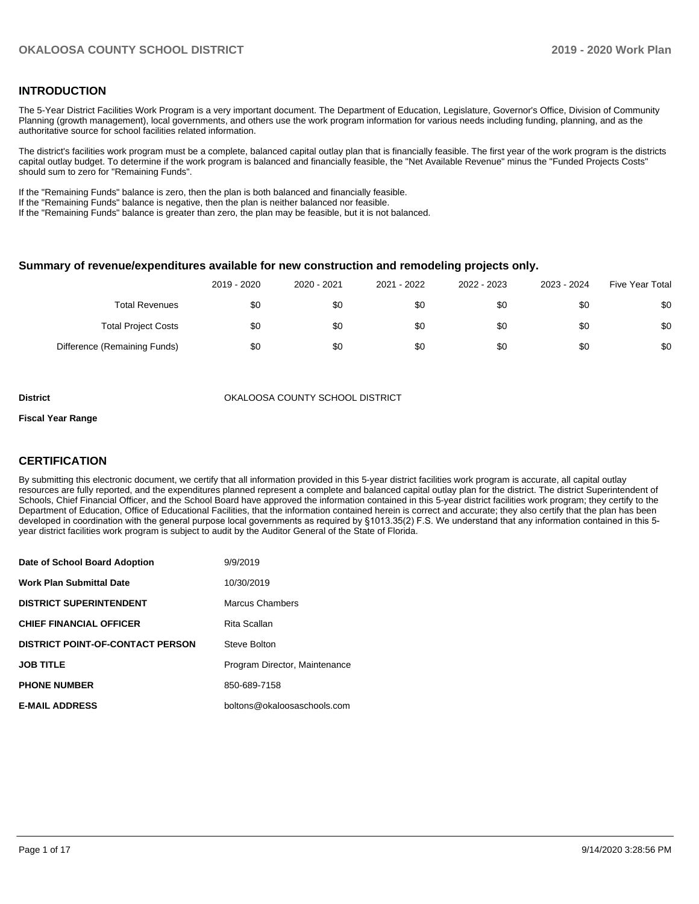## INTRODUCTION

The 5-Year District Facilities Work Program is a very important document. The Department of Education, Legislature, Governor's Office, Division of Community Planning (growth management), local governments, and others use the work program information for various needs including funding, planning, and as the authoritative source for school facilities related information.

The district's facilities work program must be a complete, balanced capital outlay plan that is financially feasible. The first year of the work program is the districts capital outlay budget. To determine if the work program is balanced and financially feasible, the "Net Available Revenue" minus the "Funded Projects Costs" should sum to zero for "Remaining Funds".

If the "Remaining Funds" balance is zero, then the plan is both balanced and financially feasible.
If the "Remaining Funds" balance is negative, then the plan is neither balanced nor feasible.
If the "Remaining Funds" balance is greater than zero, the plan may be feasible, but it is not balanced.

### Summary of revenue/expenditures available for new construction and remodeling projects only.

| | 2019 - 2020 | 2020 - 2021 | 2021 - 2022 | 2022 - 2023 | 2023 - 2024 | Five Year Total |
|---|---|---|---|---|---|---|
| Total Revenues | $0 | $0 | $0 | $0 | $0 | $0 |
| Total Project Costs | $0 | $0 | $0 | $0 | $0 | $0 |
| Difference (Remaining Funds) | $0 | $0 | $0 | $0 | $0 | $0 |

**District** OKALOOSA COUNTY SCHOOL DISTRICT

**Fiscal Year Range**

## CERTIFICATION

By submitting this electronic document, we certify that all information provided in this 5-year district facilities work program is accurate, all capital outlay resources are fully reported, and the expenditures planned represent a complete and balanced capital outlay plan for the district. The district Superintendent of Schools, Chief Financial Officer, and the School Board have approved the information contained in this 5-year district facilities work program; they certify to the Department of Education, Office of Educational Facilities, that the information contained herein is correct and accurate; they also certify that the plan has been developed in coordination with the general purpose local governments as required by §1013.35(2) F.S. We understand that any information contained in this 5-year district facilities work program is subject to audit by the Auditor General of the State of Florida.

| | |
|---|---|
| **Date of School Board Adoption** | 9/9/2019 |
| **Work Plan Submittal Date** | 10/30/2019 |
| **DISTRICT SUPERINTENDENT** | Marcus Chambers |
| **CHIEF FINANCIAL OFFICER** | Rita Scallan |
| **DISTRICT POINT-OF-CONTACT PERSON** | Steve Bolton |
| **JOB TITLE** | Program Director, Maintenance |
| **PHONE NUMBER** | 850-689-7158 |
| **E-MAIL ADDRESS** | boltons@okaloosaschools.com |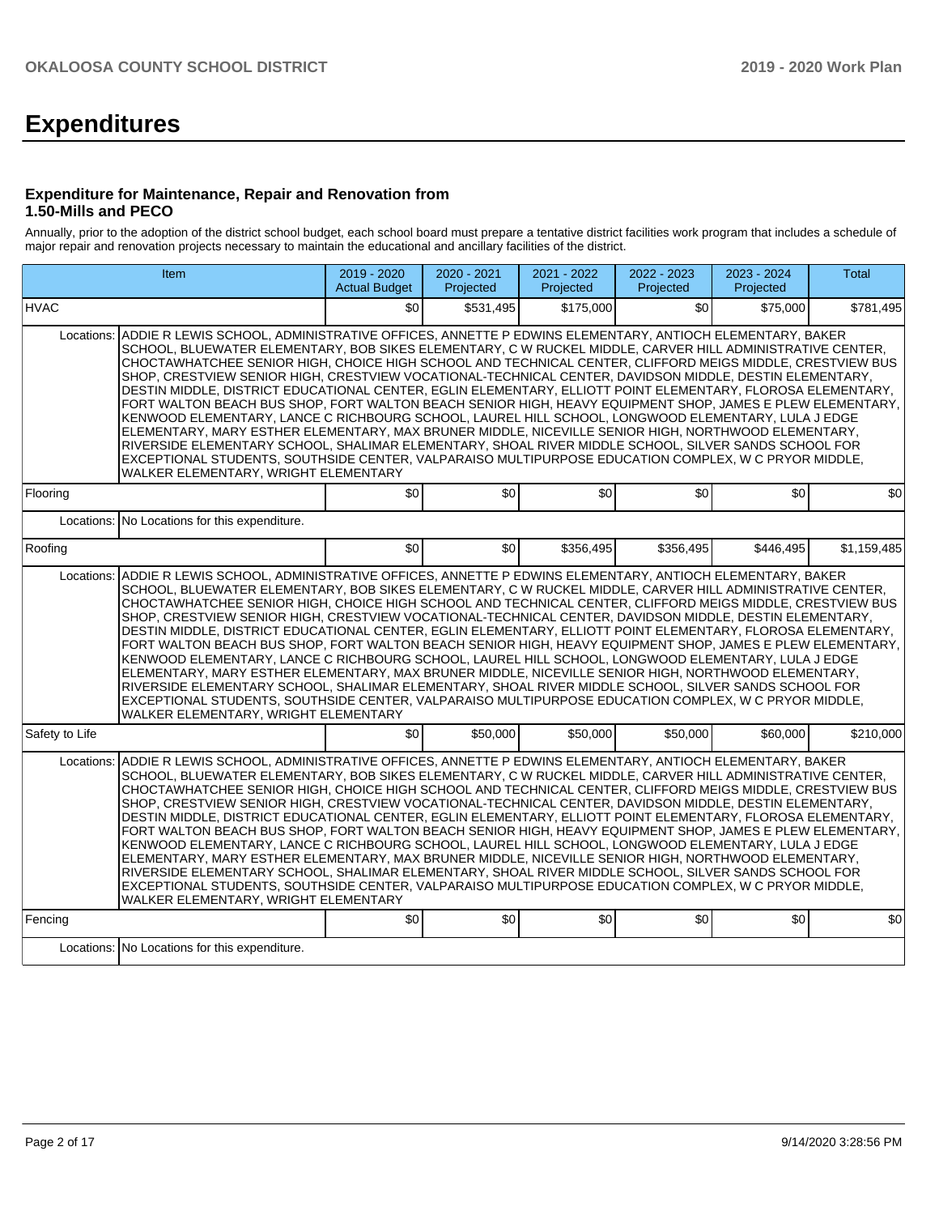# Expenditures

### Expenditure for Maintenance, Repair and Renovation from 1.50-Mills and PECO

Annually, prior to the adoption of the district school budget, each school board must prepare a tentative district facilities work program that includes a schedule of major repair and renovation projects necessary to maintain the educational and ancillary facilities of the district.

| Item | | 2019 - 2020 Actual Budget | 2020 - 2021 Projected | 2021 - 2022 Projected | 2022 - 2023 Projected | 2023 - 2024 Projected | Total |
|---|---|---|---|---|---|---|---|
| HVAC | | $0 | $531,495 | $175,000 | $0 | $75,000 | $781,495 |
| Locations: | ADDIE R LEWIS SCHOOL, ADMINISTRATIVE OFFICES, ANNETTE P EDWINS ELEMENTARY, ANTIOCH ELEMENTARY, BAKER SCHOOL, BLUEWATER ELEMENTARY, BOB SIKES ELEMENTARY, C W RUCKEL MIDDLE, CARVER HILL ADMINISTRATIVE CENTER, CHOCTAWHATCHEE SENIOR HIGH, CHOICE HIGH SCHOOL AND TECHNICAL CENTER, CLIFFORD MEIGS MIDDLE, CRESTVIEW BUS SHOP, CRESTVIEW SENIOR HIGH, CRESTVIEW VOCATIONAL-TECHNICAL CENTER, DAVIDSON MIDDLE, DESTIN ELEMENTARY, DESTIN MIDDLE, DISTRICT EDUCATIONAL CENTER, EGLIN ELEMENTARY, ELLIOTT POINT ELEMENTARY, FLOROSA ELEMENTARY, FORT WALTON BEACH BUS SHOP, FORT WALTON BEACH SENIOR HIGH, HEAVY EQUIPMENT SHOP, JAMES E PLEW ELEMENTARY, KENWOOD ELEMENTARY, LANCE C RICHBOURG SCHOOL, LAUREL HILL SCHOOL, LONGWOOD ELEMENTARY, LULA J EDGE ELEMENTARY, MARY ESTHER ELEMENTARY, MAX BRUNER MIDDLE, NICEVILLE SENIOR HIGH, NORTHWOOD ELEMENTARY, RIVERSIDE ELEMENTARY SCHOOL, SHALIMAR ELEMENTARY, SHOAL RIVER MIDDLE SCHOOL, SILVER SANDS SCHOOL FOR EXCEPTIONAL STUDENTS, SOUTHSIDE CENTER, VALPARAISO MULTIPURPOSE EDUCATION COMPLEX, W C PRYOR MIDDLE, WALKER ELEMENTARY, WRIGHT ELEMENTARY | | | | | | |
| Flooring | | $0 | $0 | $0 | $0 | $0 | $0 |
| Locations: | No Locations for this expenditure. | | | | | | |
| Roofing | | $0 | $0 | $356,495 | $356,495 | $446,495 | $1,159,485 |
| Locations: | ADDIE R LEWIS SCHOOL, ADMINISTRATIVE OFFICES, ANNETTE P EDWINS ELEMENTARY, ANTIOCH ELEMENTARY, BAKER SCHOOL, BLUEWATER ELEMENTARY, BOB SIKES ELEMENTARY, C W RUCKEL MIDDLE, CARVER HILL ADMINISTRATIVE CENTER, CHOCTAWHATCHEE SENIOR HIGH, CHOICE HIGH SCHOOL AND TECHNICAL CENTER, CLIFFORD MEIGS MIDDLE, CRESTVIEW BUS SHOP, CRESTVIEW SENIOR HIGH, CRESTVIEW VOCATIONAL-TECHNICAL CENTER, DAVIDSON MIDDLE, DESTIN ELEMENTARY, DESTIN MIDDLE, DISTRICT EDUCATIONAL CENTER, EGLIN ELEMENTARY, ELLIOTT POINT ELEMENTARY, FLOROSA ELEMENTARY, FORT WALTON BEACH BUS SHOP, FORT WALTON BEACH SENIOR HIGH, HEAVY EQUIPMENT SHOP, JAMES E PLEW ELEMENTARY, KENWOOD ELEMENTARY, LANCE C RICHBOURG SCHOOL, LAUREL HILL SCHOOL, LONGWOOD ELEMENTARY, LULA J EDGE ELEMENTARY, MARY ESTHER ELEMENTARY, MAX BRUNER MIDDLE, NICEVILLE SENIOR HIGH, NORTHWOOD ELEMENTARY, RIVERSIDE ELEMENTARY SCHOOL, SHALIMAR ELEMENTARY, SHOAL RIVER MIDDLE SCHOOL, SILVER SANDS SCHOOL FOR EXCEPTIONAL STUDENTS, SOUTHSIDE CENTER, VALPARAISO MULTIPURPOSE EDUCATION COMPLEX, W C PRYOR MIDDLE, WALKER ELEMENTARY, WRIGHT ELEMENTARY | | | | | | |
| Safety to Life | | $0 | $50,000 | $50,000 | $50,000 | $60,000 | $210,000 |
| Locations: | ADDIE R LEWIS SCHOOL, ADMINISTRATIVE OFFICES, ANNETTE P EDWINS ELEMENTARY, ANTIOCH ELEMENTARY, BAKER SCHOOL, BLUEWATER ELEMENTARY, BOB SIKES ELEMENTARY, C W RUCKEL MIDDLE, CARVER HILL ADMINISTRATIVE CENTER, CHOCTAWHATCHEE SENIOR HIGH, CHOICE HIGH SCHOOL AND TECHNICAL CENTER, CLIFFORD MEIGS MIDDLE, CRESTVIEW BUS SHOP, CRESTVIEW SENIOR HIGH, CRESTVIEW VOCATIONAL-TECHNICAL CENTER, DAVIDSON MIDDLE, DESTIN ELEMENTARY, DESTIN MIDDLE, DISTRICT EDUCATIONAL CENTER, EGLIN ELEMENTARY, ELLIOTT POINT ELEMENTARY, FLOROSA ELEMENTARY, FORT WALTON BEACH BUS SHOP, FORT WALTON BEACH SENIOR HIGH, HEAVY EQUIPMENT SHOP, JAMES E PLEW ELEMENTARY, KENWOOD ELEMENTARY, LANCE C RICHBOURG SCHOOL, LAUREL HILL SCHOOL, LONGWOOD ELEMENTARY, LULA J EDGE ELEMENTARY, MARY ESTHER ELEMENTARY, MAX BRUNER MIDDLE, NICEVILLE SENIOR HIGH, NORTHWOOD ELEMENTARY, RIVERSIDE ELEMENTARY SCHOOL, SHALIMAR ELEMENTARY, SHOAL RIVER MIDDLE SCHOOL, SILVER SANDS SCHOOL FOR EXCEPTIONAL STUDENTS, SOUTHSIDE CENTER, VALPARAISO MULTIPURPOSE EDUCATION COMPLEX, W C PRYOR MIDDLE, WALKER ELEMENTARY, WRIGHT ELEMENTARY | | | | | | |
| Fencing | | $0 | $0 | $0 | $0 | $0 | $0 |
| Locations: | No Locations for this expenditure. | | | | | | |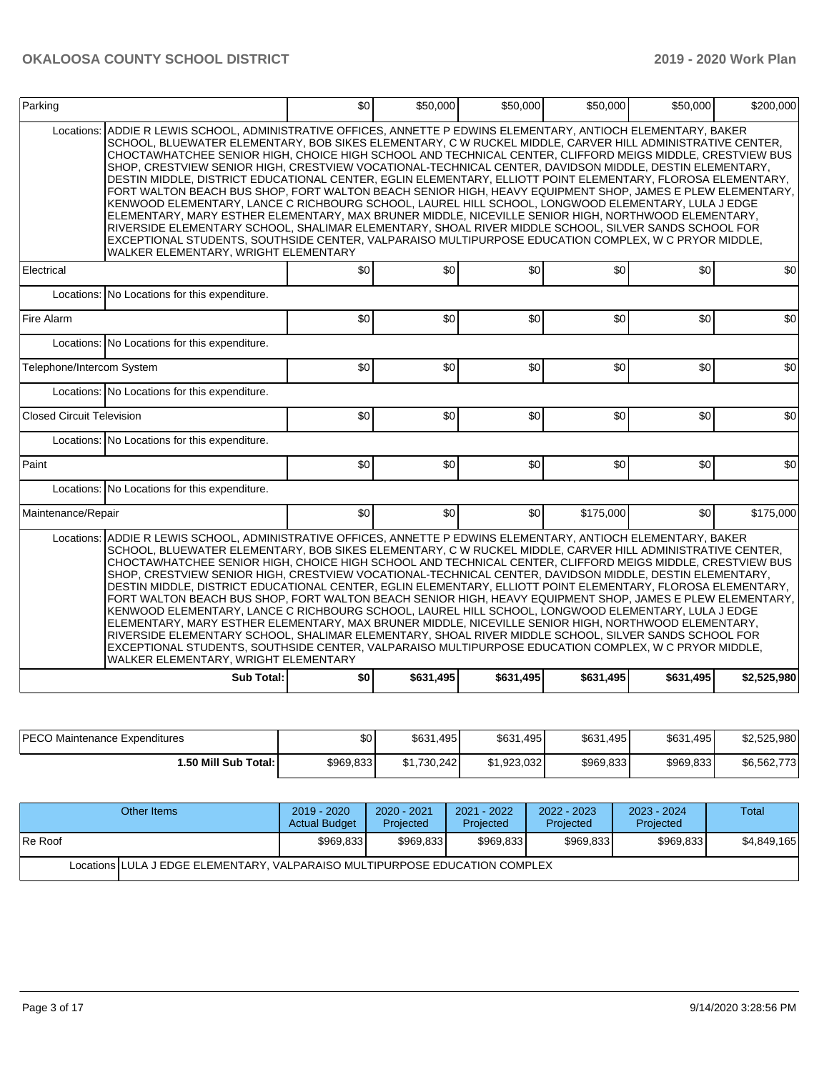| Parking | | $0 | $50,000 | $50,000 | $50,000 | $50,000 | $200,000 |
|---|---|---|---|---|---|---|---|
| Locations: | ADDIE R LEWIS SCHOOL, ADMINISTRATIVE OFFICES, ANNETTE P EDWINS ELEMENTARY, ANTIOCH ELEMENTARY, BAKER SCHOOL, BLUEWATER ELEMENTARY, BOB SIKES ELEMENTARY, C W RUCKEL MIDDLE, CARVER HILL ADMINISTRATIVE CENTER, CHOCTAWHATCHEE SENIOR HIGH, CHOICE HIGH SCHOOL AND TECHNICAL CENTER, CLIFFORD MEIGS MIDDLE, CRESTVIEW BUS SHOP, CRESTVIEW SENIOR HIGH, CRESTVIEW VOCATIONAL-TECHNICAL CENTER, DAVIDSON MIDDLE, DESTIN ELEMENTARY, DESTIN MIDDLE, DISTRICT EDUCATIONAL CENTER, EGLIN ELEMENTARY, ELLIOTT POINT ELEMENTARY, FLOROSA ELEMENTARY, FORT WALTON BEACH BUS SHOP, FORT WALTON BEACH SENIOR HIGH, HEAVY EQUIPMENT SHOP, JAMES E PLEW ELEMENTARY, KENWOOD ELEMENTARY, LANCE C RICHBOURG SCHOOL, LAUREL HILL SCHOOL, LONGWOOD ELEMENTARY, LULA J EDGE ELEMENTARY, MARY ESTHER ELEMENTARY, MAX BRUNER MIDDLE, NICEVILLE SENIOR HIGH, NORTHWOOD ELEMENTARY, RIVERSIDE ELEMENTARY SCHOOL, SHALIMAR ELEMENTARY, SHOAL RIVER MIDDLE SCHOOL, SILVER SANDS SCHOOL FOR EXCEPTIONAL STUDENTS, SOUTHSIDE CENTER, VALPARAISO MULTIPURPOSE EDUCATION COMPLEX, W C PRYOR MIDDLE, WALKER ELEMENTARY, WRIGHT ELEMENTARY | | | | | | |
| Electrical | | $0 | $0 | $0 | $0 | $0 | $0 |
| Locations: | No Locations for this expenditure. | | | | | | |
| Fire Alarm | | $0 | $0 | $0 | $0 | $0 | $0 |
| Locations: | No Locations for this expenditure. | | | | | | |
| Telephone/Intercom System | | $0 | $0 | $0 | $0 | $0 | $0 |
| Locations: | No Locations for this expenditure. | | | | | | |
| Closed Circuit Television | | $0 | $0 | $0 | $0 | $0 | $0 |
| Locations: | No Locations for this expenditure. | | | | | | |
| Paint | | $0 | $0 | $0 | $0 | $0 | $0 |
| Locations: | No Locations for this expenditure. | | | | | | |
| Maintenance/Repair | | $0 | $0 | $0 | $175,000 | $0 | $175,000 |
| Locations: | ADDIE R LEWIS SCHOOL, ADMINISTRATIVE OFFICES, ANNETTE P EDWINS ELEMENTARY, ANTIOCH ELEMENTARY, BAKER SCHOOL, BLUEWATER ELEMENTARY, BOB SIKES ELEMENTARY, C W RUCKEL MIDDLE, CARVER HILL ADMINISTRATIVE CENTER, CHOCTAWHATCHEE SENIOR HIGH, CHOICE HIGH SCHOOL AND TECHNICAL CENTER, CLIFFORD MEIGS MIDDLE, CRESTVIEW BUS SHOP, CRESTVIEW SENIOR HIGH, CRESTVIEW VOCATIONAL-TECHNICAL CENTER, DAVIDSON MIDDLE, DESTIN ELEMENTARY, DESTIN MIDDLE, DISTRICT EDUCATIONAL CENTER, EGLIN ELEMENTARY, ELLIOTT POINT ELEMENTARY, FLOROSA ELEMENTARY, FORT WALTON BEACH BUS SHOP, FORT WALTON BEACH SENIOR HIGH, HEAVY EQUIPMENT SHOP, JAMES E PLEW ELEMENTARY, KENWOOD ELEMENTARY, LANCE C RICHBOURG SCHOOL, LAUREL HILL SCHOOL, LONGWOOD ELEMENTARY, LULA J EDGE ELEMENTARY, MARY ESTHER ELEMENTARY, MAX BRUNER MIDDLE, NICEVILLE SENIOR HIGH, NORTHWOOD ELEMENTARY, RIVERSIDE ELEMENTARY SCHOOL, SHALIMAR ELEMENTARY, SHOAL RIVER MIDDLE SCHOOL, SILVER SANDS SCHOOL FOR EXCEPTIONAL STUDENTS, SOUTHSIDE CENTER, VALPARAISO MULTIPURPOSE EDUCATION COMPLEX, W C PRYOR MIDDLE, WALKER ELEMENTARY, WRIGHT ELEMENTARY | | | | | | |
| | **Sub Total:** | **$0** | **$631,495** | **$631,495** | **$631,495** | **$631,495** | **$2,525,980** |

| | | | | | | |
|---|---|---|---|---|---|---|
| PECO Maintenance Expenditures | $0 | $631,495 | $631,495 | $631,495 | $631,495 | $2,525,980 |
| **1.50 Mill Sub Total:** | $969,833 | $1,730,242 | $1,923,032 | $969,833 | $969,833 | $6,562,773 |

| Other Items | | 2019 - 2020 Actual Budget | 2020 - 2021 Projected | 2021 - 2022 Projected | 2022 - 2023 Projected | 2023 - 2024 Projected | Total |
|---|---|---|---|---|---|---|---|
| Re Roof | | $969,833 | $969,833 | $969,833 | $969,833 | $969,833 | $4,849,165 |
| Locations | LULA J EDGE ELEMENTARY, VALPARAISO MULTIPURPOSE EDUCATION COMPLEX | | | | | | |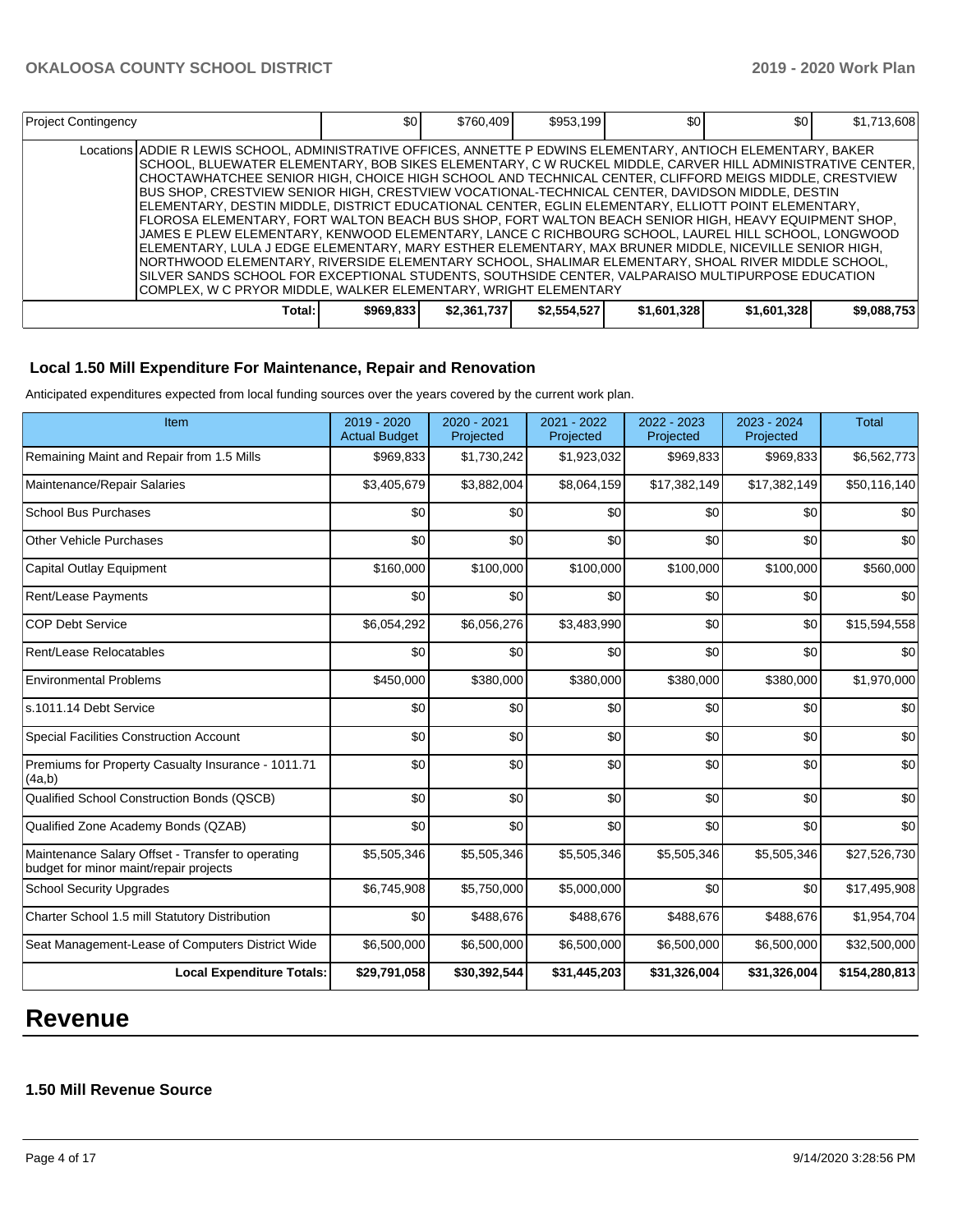| Project Contingency | $0 | $760,409 | $953,199 | $0 | $0 | $1,713,608 |
|---|---|---|---|---|---|---|
| Locations | ADDIE R LEWIS SCHOOL, ADMINISTRATIVE OFFICES, ANNETTE P EDWINS ELEMENTARY, ANTIOCH ELEMENTARY, BAKER SCHOOL, BLUEWATER ELEMENTARY, BOB SIKES ELEMENTARY, C W RUCKEL MIDDLE, CARVER HILL ADMINISTRATIVE CENTER, CHOCTAWHATCHEE SENIOR HIGH, CHOICE HIGH SCHOOL AND TECHNICAL CENTER, CLIFFORD MEIGS MIDDLE, CRESTVIEW BUS SHOP, CRESTVIEW SENIOR HIGH, CRESTVIEW VOCATIONAL-TECHNICAL CENTER, DAVIDSON MIDDLE, DESTIN ELEMENTARY, DESTIN MIDDLE, DISTRICT EDUCATIONAL CENTER, EGLIN ELEMENTARY, ELLIOTT POINT ELEMENTARY, FLOROSA ELEMENTARY, FORT WALTON BEACH BUS SHOP, FORT WALTON BEACH SENIOR HIGH, HEAVY EQUIPMENT SHOP, JAMES E PLEW ELEMENTARY, KENWOOD ELEMENTARY, LANCE C RICHBOURG SCHOOL, LAUREL HILL SCHOOL, LONGWOOD ELEMENTARY, LULA J EDGE ELEMENTARY, MARY ESTHER ELEMENTARY, MAX BRUNER MIDDLE, NICEVILLE SENIOR HIGH, NORTHWOOD ELEMENTARY, RIVERSIDE ELEMENTARY SCHOOL, SHALIMAR ELEMENTARY, SHOAL RIVER MIDDLE SCHOOL, SILVER SANDS SCHOOL FOR EXCEPTIONAL STUDENTS, SOUTHSIDE CENTER, VALPARAISO MULTIPURPOSE EDUCATION COMPLEX, W C PRYOR MIDDLE, WALKER ELEMENTARY, WRIGHT ELEMENTARY | | | | | |
| Total: | $969,833 | $2,361,737 | $2,554,527 | $1,601,328 | $1,601,328 | $9,088,753 |

### Local 1.50 Mill Expenditure For Maintenance, Repair and Renovation

Anticipated expenditures expected from local funding sources over the years covered by the current work plan.

| Item | 2019 - 2020 Actual Budget | 2020 - 2021 Projected | 2021 - 2022 Projected | 2022 - 2023 Projected | 2023 - 2024 Projected | Total |
|---|---|---|---|---|---|---|
| Remaining Maint and Repair from 1.5 Mills | $969,833 | $1,730,242 | $1,923,032 | $969,833 | $969,833 | $6,562,773 |
| Maintenance/Repair Salaries | $3,405,679 | $3,882,004 | $8,064,159 | $17,382,149 | $17,382,149 | $50,116,140 |
| School Bus Purchases | $0 | $0 | $0 | $0 | $0 | $0 |
| Other Vehicle Purchases | $0 | $0 | $0 | $0 | $0 | $0 |
| Capital Outlay Equipment | $160,000 | $100,000 | $100,000 | $100,000 | $100,000 | $560,000 |
| Rent/Lease Payments | $0 | $0 | $0 | $0 | $0 | $0 |
| COP Debt Service | $6,054,292 | $6,056,276 | $3,483,990 | $0 | $0 | $15,594,558 |
| Rent/Lease Relocatables | $0 | $0 | $0 | $0 | $0 | $0 |
| Environmental Problems | $450,000 | $380,000 | $380,000 | $380,000 | $380,000 | $1,970,000 |
| s.1011.14 Debt Service | $0 | $0 | $0 | $0 | $0 | $0 |
| Special Facilities Construction Account | $0 | $0 | $0 | $0 | $0 | $0 |
| Premiums for Property Casualty Insurance - 1011.71 (4a,b) | $0 | $0 | $0 | $0 | $0 | $0 |
| Qualified School Construction Bonds (QSCB) | $0 | $0 | $0 | $0 | $0 | $0 |
| Qualified Zone Academy Bonds (QZAB) | $0 | $0 | $0 | $0 | $0 | $0 |
| Maintenance Salary Offset - Transfer to operating budget for minor maint/repair projects | $5,505,346 | $5,505,346 | $5,505,346 | $5,505,346 | $5,505,346 | $27,526,730 |
| School Security Upgrades | $6,745,908 | $5,750,000 | $5,000,000 | $0 | $0 | $17,495,908 |
| Charter School 1.5 mill Statutory Distribution | $0 | $488,676 | $488,676 | $488,676 | $488,676 | $1,954,704 |
| Seat Management-Lease of Computers District Wide | $6,500,000 | $6,500,000 | $6,500,000 | $6,500,000 | $6,500,000 | $32,500,000 |
| **Local Expenditure Totals:** | **$29,791,058** | **$30,392,544** | **$31,445,203** | **$31,326,004** | **$31,326,004** | **$154,280,813** |

# Revenue

### 1.50 Mill Revenue Source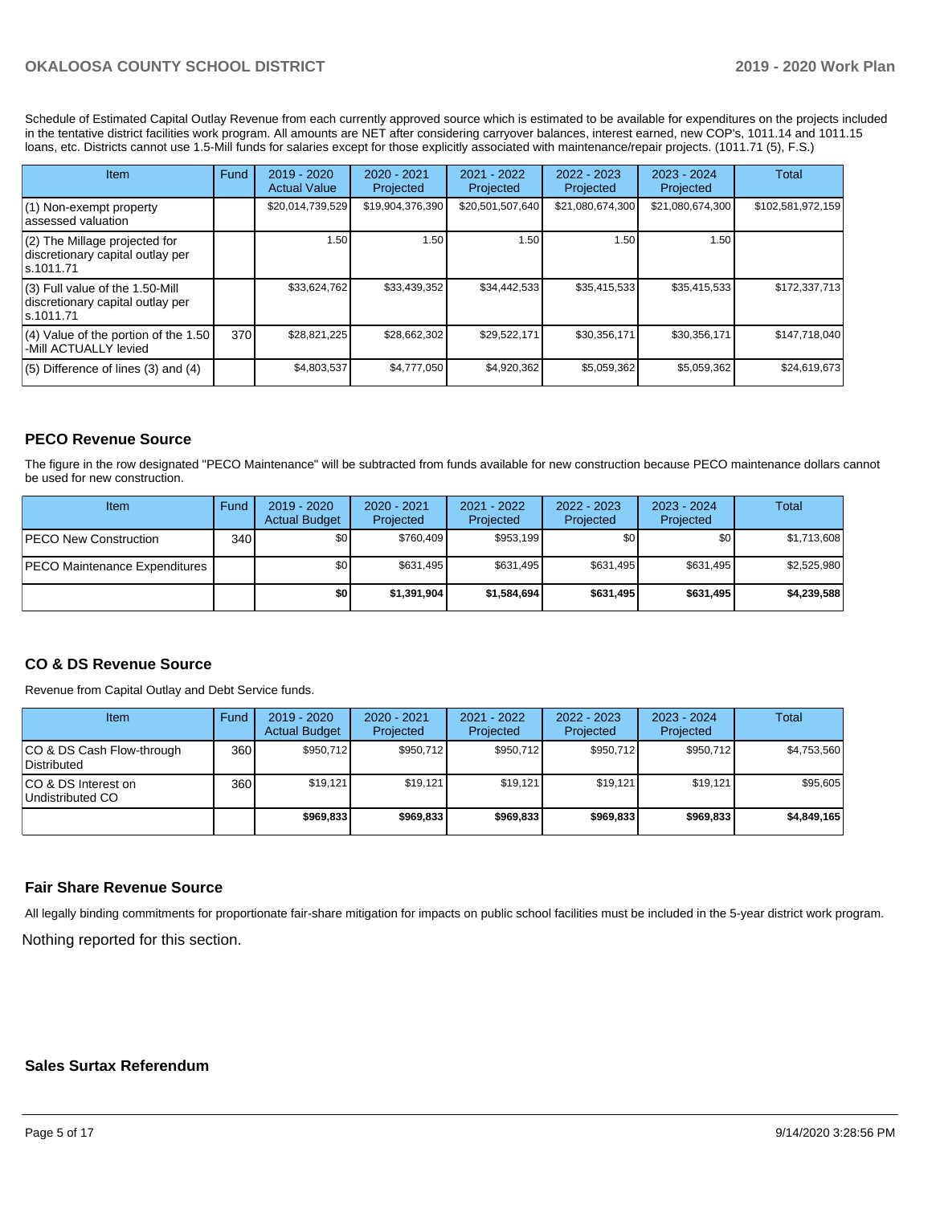Schedule of Estimated Capital Outlay Revenue from each currently approved source which is estimated to be available for expenditures on the projects included in the tentative district facilities work program. All amounts are NET after considering carryover balances, interest earned, new COP's, 1011.14 and 1011.15 loans, etc. Districts cannot use 1.5-Mill funds for salaries except for those explicitly associated with maintenance/repair projects. (1011.71 (5), F.S.)

| Item | Fund | 2019 - 2020 Actual Value | 2020 - 2021 Projected | 2021 - 2022 Projected | 2022 - 2023 Projected | 2023 - 2024 Projected | Total |
|---|---|---|---|---|---|---|---|
| (1) Non-exempt property assessed valuation | | $20,014,739,529 | $19,904,376,390 | $20,501,507,640 | $21,080,674,300 | $21,080,674,300 | $102,581,972,159 |
| (2) The Millage projected for discretionary capital outlay per s.1011.71 | | 1.50 | 1.50 | 1.50 | 1.50 | 1.50 | |
| (3) Full value of the 1.50-Mill discretionary capital outlay per s.1011.71 | | $33,624,762 | $33,439,352 | $34,442,533 | $35,415,533 | $35,415,533 | $172,337,713 |
| (4) Value of the portion of the 1.50 -Mill ACTUALLY levied | 370 | $28,821,225 | $28,662,302 | $29,522,171 | $30,356,171 | $30,356,171 | $147,718,040 |
| (5) Difference of lines (3) and (4) | | $4,803,537 | $4,777,050 | $4,920,362 | $5,059,362 | $5,059,362 | $24,619,673 |

## PECO Revenue Source

The figure in the row designated "PECO Maintenance" will be subtracted from funds available for new construction because PECO maintenance dollars cannot be used for new construction.

| Item | Fund | 2019 - 2020 Actual Budget | 2020 - 2021 Projected | 2021 - 2022 Projected | 2022 - 2023 Projected | 2023 - 2024 Projected | Total |
|---|---|---|---|---|---|---|---|
| PECO New Construction | 340 | $0 | $760,409 | $953,199 | $0 | $0 | $1,713,608 |
| PECO Maintenance Expenditures | | $0 | $631,495 | $631,495 | $631,495 | $631,495 | $2,525,980 |
| | | **$0** | **$1,391,904** | **$1,584,694** | **$631,495** | **$631,495** | **$4,239,588** |

## CO & DS Revenue Source

Revenue from Capital Outlay and Debt Service funds.

| Item | Fund | 2019 - 2020 Actual Budget | 2020 - 2021 Projected | 2021 - 2022 Projected | 2022 - 2023 Projected | 2023 - 2024 Projected | Total |
|---|---|---|---|---|---|---|---|
| CO & DS Cash Flow-through Distributed | 360 | $950,712 | $950,712 | $950,712 | $950,712 | $950,712 | $4,753,560 |
| CO & DS Interest on Undistributed CO | 360 | $19,121 | $19,121 | $19,121 | $19,121 | $19,121 | $95,605 |
| | | **$969,833** | **$969,833** | **$969,833** | **$969,833** | **$969,833** | **$4,849,165** |

## Fair Share Revenue Source

All legally binding commitments for proportionate fair-share mitigation for impacts on public school facilities must be included in the 5-year district work program.

Nothing reported for this section.

## Sales Surtax Referendum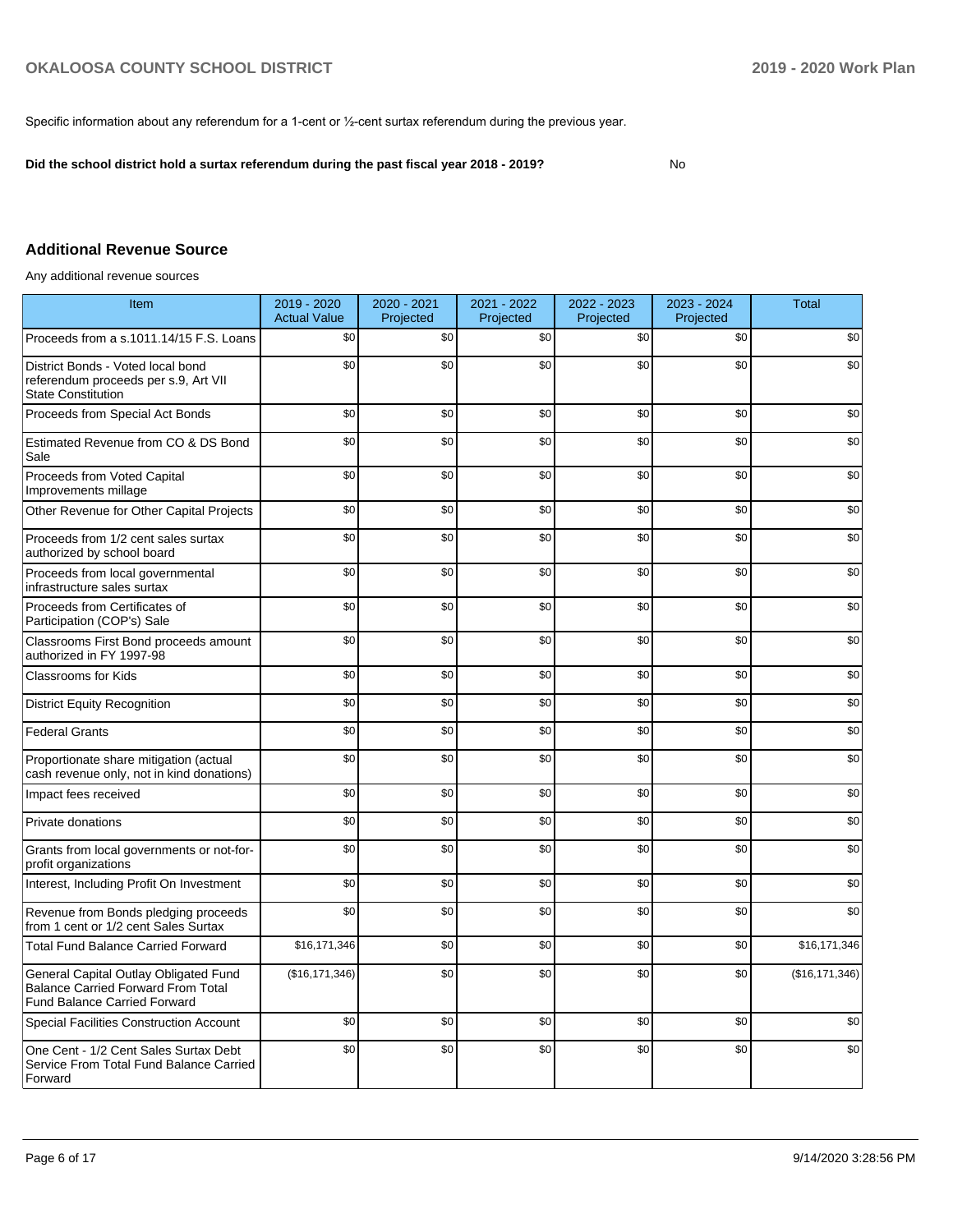Specific information about any referendum for a 1-cent or ½-cent surtax referendum during the previous year.

**Did the school district hold a surtax referendum during the past fiscal year 2018 - 2019?** No

## Additional Revenue Source

Any additional revenue sources

| Item | 2019 - 2020 Actual Value | 2020 - 2021 Projected | 2021 - 2022 Projected | 2022 - 2023 Projected | 2023 - 2024 Projected | Total |
|---|---|---|---|---|---|---|
| Proceeds from a s.1011.14/15 F.S. Loans | $0 | $0 | $0 | $0 | $0 | $0 |
| District Bonds - Voted local bond referendum proceeds per s.9, Art VII State Constitution | $0 | $0 | $0 | $0 | $0 | $0 |
| Proceeds from Special Act Bonds | $0 | $0 | $0 | $0 | $0 | $0 |
| Estimated Revenue from CO & DS Bond Sale | $0 | $0 | $0 | $0 | $0 | $0 |
| Proceeds from Voted Capital Improvements millage | $0 | $0 | $0 | $0 | $0 | $0 |
| Other Revenue for Other Capital Projects | $0 | $0 | $0 | $0 | $0 | $0 |
| Proceeds from 1/2 cent sales surtax authorized by school board | $0 | $0 | $0 | $0 | $0 | $0 |
| Proceeds from local governmental infrastructure sales surtax | $0 | $0 | $0 | $0 | $0 | $0 |
| Proceeds from Certificates of Participation (COP's) Sale | $0 | $0 | $0 | $0 | $0 | $0 |
| Classrooms First Bond proceeds amount authorized in FY 1997-98 | $0 | $0 | $0 | $0 | $0 | $0 |
| Classrooms for Kids | $0 | $0 | $0 | $0 | $0 | $0 |
| District Equity Recognition | $0 | $0 | $0 | $0 | $0 | $0 |
| Federal Grants | $0 | $0 | $0 | $0 | $0 | $0 |
| Proportionate share mitigation (actual cash revenue only, not in kind donations) | $0 | $0 | $0 | $0 | $0 | $0 |
| Impact fees received | $0 | $0 | $0 | $0 | $0 | $0 |
| Private donations | $0 | $0 | $0 | $0 | $0 | $0 |
| Grants from local governments or not-for-profit organizations | $0 | $0 | $0 | $0 | $0 | $0 |
| Interest, Including Profit On Investment | $0 | $0 | $0 | $0 | $0 | $0 |
| Revenue from Bonds pledging proceeds from 1 cent or 1/2 cent Sales Surtax | $0 | $0 | $0 | $0 | $0 | $0 |
| Total Fund Balance Carried Forward | $16,171,346 | $0 | $0 | $0 | $0 | $16,171,346 |
| General Capital Outlay Obligated Fund Balance Carried Forward From Total Fund Balance Carried Forward | ($16,171,346) | $0 | $0 | $0 | $0 | ($16,171,346) |
| Special Facilities Construction Account | $0 | $0 | $0 | $0 | $0 | $0 |
| One Cent - 1/2 Cent Sales Surtax Debt Service From Total Fund Balance Carried Forward | $0 | $0 | $0 | $0 | $0 | $0 |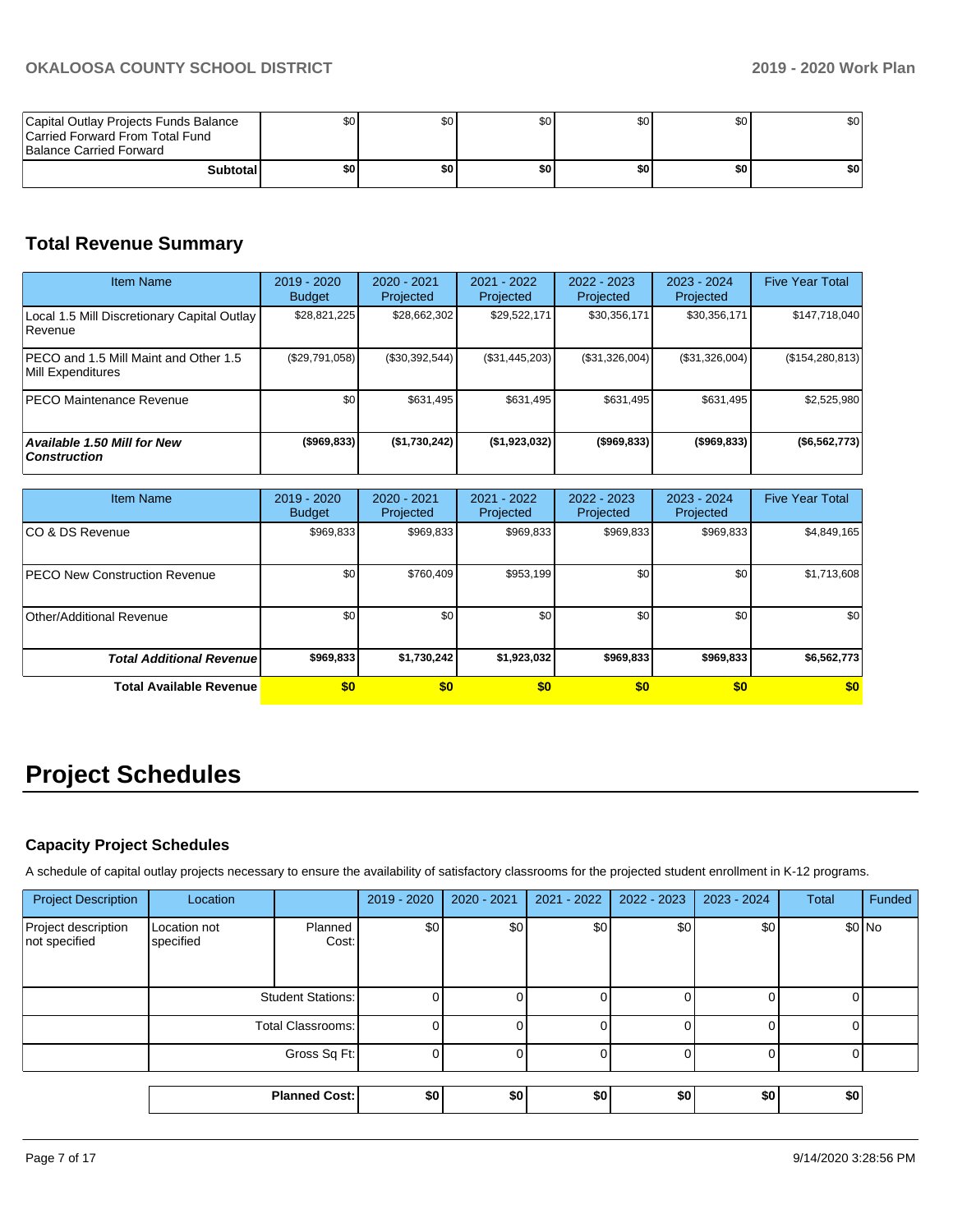| | | | | | | |
|---|---|---|---|---|---|---|
| Capital Outlay Projects Funds Balance Carried Forward From Total Fund Balance Carried Forward | $0 | $0 | $0 | $0 | $0 | $0 |
| **Subtotal** | **$0** | **$0** | **$0** | **$0** | **$0** | **$0** |

## Total Revenue Summary

| Item Name | 2019 - 2020 Budget | 2020 - 2021 Projected | 2021 - 2022 Projected | 2022 - 2023 Projected | 2023 - 2024 Projected | Five Year Total |
|---|---|---|---|---|---|---|
| Local 1.5 Mill Discretionary Capital Outlay Revenue | $28,821,225 | $28,662,302 | $29,522,171 | $30,356,171 | $30,356,171 | $147,718,040 |
| PECO and 1.5 Mill Maint and Other 1.5 Mill Expenditures | ($29,791,058) | ($30,392,544) | ($31,445,203) | ($31,326,004) | ($31,326,004) | ($154,280,813) |
| PECO Maintenance Revenue | $0 | $631,495 | $631,495 | $631,495 | $631,495 | $2,525,980 |
| ***Available 1.50 Mill for New Construction*** | **($969,833)** | **($1,730,242)** | **($1,923,032)** | **($969,833)** | **($969,833)** | **($6,562,773)** |

| Item Name | 2019 - 2020 Budget | 2020 - 2021 Projected | 2021 - 2022 Projected | 2022 - 2023 Projected | 2023 - 2024 Projected | Five Year Total |
|---|---|---|---|---|---|---|
| CO & DS Revenue | $969,833 | $969,833 | $969,833 | $969,833 | $969,833 | $4,849,165 |
| PECO New Construction Revenue | $0 | $760,409 | $953,199 | $0 | $0 | $1,713,608 |
| Other/Additional Revenue | $0 | $0 | $0 | $0 | $0 | $0 |
| ***Total Additional Revenue*** | **$969,833** | **$1,730,242** | **$1,923,032** | **$969,833** | **$969,833** | **$6,562,773** |
| **Total Available Revenue** | **$0** | **$0** | **$0** | **$0** | **$0** | **$0** |

# Project Schedules

### Capacity Project Schedules

A schedule of capital outlay projects necessary to ensure the availability of satisfactory classrooms for the projected student enrollment in K-12 programs.

| Project Description | Location | | 2019 - 2020 | 2020 - 2021 | 2021 - 2022 | 2022 - 2023 | 2023 - 2024 | Total | Funded |
|---|---|---|---|---|---|---|---|---|---|
| Project description not specified | Location not specified | Planned Cost: | $0 | $0 | $0 | $0 | $0 | $0 | No |
| | | Student Stations: | 0 | 0 | 0 | 0 | 0 | 0 | |
| | | Total Classrooms: | 0 | 0 | 0 | 0 | 0 | 0 | |
| | | Gross Sq Ft: | 0 | 0 | 0 | 0 | 0 | 0 | |

| | 2019 - 2020 | 2020 - 2021 | 2021 - 2022 | 2022 - 2023 | 2023 - 2024 | Total |
|---|---|---|---|---|---|---|
| **Planned Cost:** | **$0** | **$0** | **$0** | **$0** | **$0** | **$0** |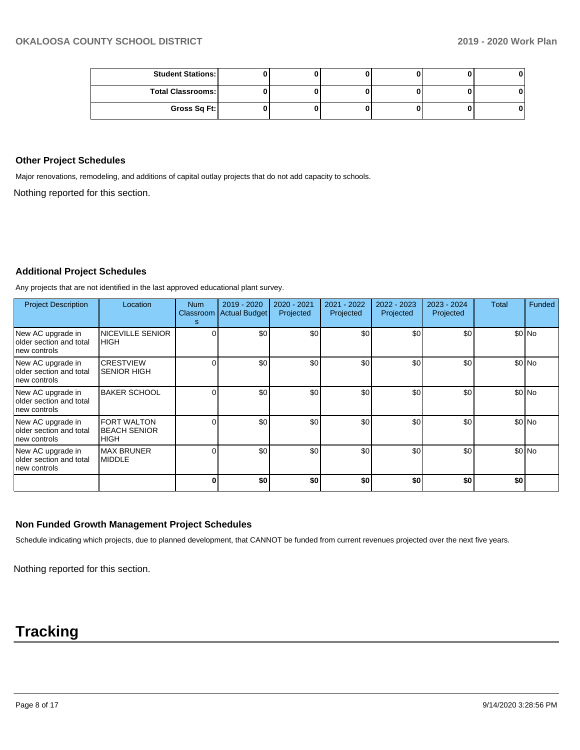| | | | | | | |
|---|---|---|---|---|---|---|
| **Student Stations:** | **0** | **0** | **0** | **0** | **0** | **0** |
| **Total Classrooms:** | **0** | **0** | **0** | **0** | **0** | **0** |
| **Gross Sq Ft:** | **0** | **0** | **0** | **0** | **0** | **0** |

### Other Project Schedules

Major renovations, remodeling, and additions of capital outlay projects that do not add capacity to schools.

Nothing reported for this section.

### Additional Project Schedules

Any projects that are not identified in the last approved educational plant survey.

| Project Description | Location | Num Classrooms | 2019 - 2020 Actual Budget | 2020 - 2021 Projected | 2021 - 2022 Projected | 2022 - 2023 Projected | 2023 - 2024 Projected | Total | Funded |
|---|---|---|---|---|---|---|---|---|---|
| New AC upgrade in older section and total new controls | NICEVILLE SENIOR HIGH | 0 | $0 | $0 | $0 | $0 | $0 | $0 | No |
| New AC upgrade in older section and total new controls | CRESTVIEW SENIOR HIGH | 0 | $0 | $0 | $0 | $0 | $0 | $0 | No |
| New AC upgrade in older section and total new controls | BAKER SCHOOL | 0 | $0 | $0 | $0 | $0 | $0 | $0 | No |
| New AC upgrade in older section and total new controls | FORT WALTON BEACH SENIOR HIGH | 0 | $0 | $0 | $0 | $0 | $0 | $0 | No |
| New AC upgrade in older section and total new controls | MAX BRUNER MIDDLE | 0 | $0 | $0 | $0 | $0 | $0 | $0 | No |
| | | **0** | **$0** | **$0** | **$0** | **$0** | **$0** | **$0** | |

### Non Funded Growth Management Project Schedules

Schedule indicating which projects, due to planned development, that CANNOT be funded from current revenues projected over the next five years.

Nothing reported for this section.

# Tracking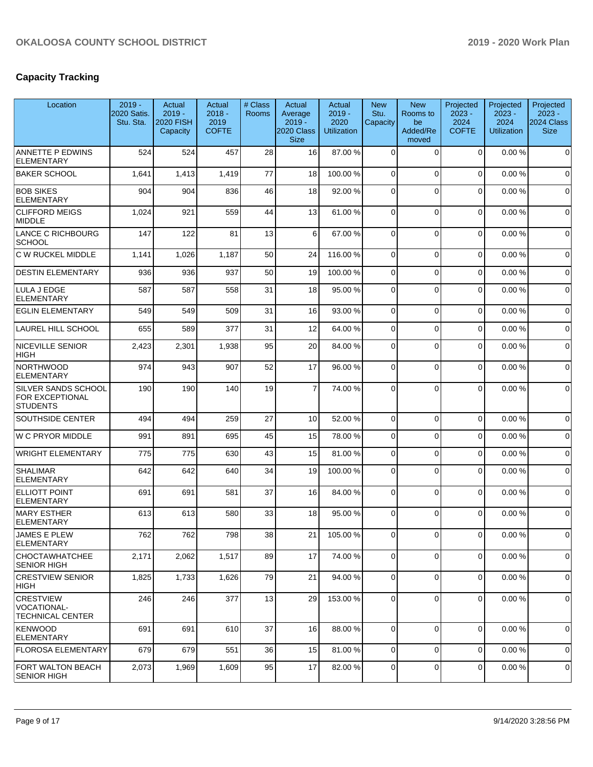## Capacity Tracking

| Location | 2019 - 2020 Satis. Stu. Sta. | Actual 2019 - 2020 FISH Capacity | Actual 2018 - 2019 COFTE | # Class Rooms | Actual Average 2019 - 2020 Class Size | Actual 2019 - 2020 Utilization | New Stu. Capacity | New Rooms to be Added/Removed | Projected 2023 - 2024 COFTE | Projected 2023 - 2024 Utilization | Projected 2023 - 2024 Class Size |
|---|---|---|---|---|---|---|---|---|---|---|---|
| ANNETTE P EDWINS ELEMENTARY | 524 | 524 | 457 | 28 | 16 | 87.00 % | 0 | 0 | 0 | 0.00 % | 0 |
| BAKER SCHOOL | 1,641 | 1,413 | 1,419 | 77 | 18 | 100.00 % | 0 | 0 | 0 | 0.00 % | 0 |
| BOB SIKES ELEMENTARY | 904 | 904 | 836 | 46 | 18 | 92.00 % | 0 | 0 | 0 | 0.00 % | 0 |
| CLIFFORD MEIGS MIDDLE | 1,024 | 921 | 559 | 44 | 13 | 61.00 % | 0 | 0 | 0 | 0.00 % | 0 |
| LANCE C RICHBOURG SCHOOL | 147 | 122 | 81 | 13 | 6 | 67.00 % | 0 | 0 | 0 | 0.00 % | 0 |
| C W RUCKEL MIDDLE | 1,141 | 1,026 | 1,187 | 50 | 24 | 116.00 % | 0 | 0 | 0 | 0.00 % | 0 |
| DESTIN ELEMENTARY | 936 | 936 | 937 | 50 | 19 | 100.00 % | 0 | 0 | 0 | 0.00 % | 0 |
| LULA J EDGE ELEMENTARY | 587 | 587 | 558 | 31 | 18 | 95.00 % | 0 | 0 | 0 | 0.00 % | 0 |
| EGLIN ELEMENTARY | 549 | 549 | 509 | 31 | 16 | 93.00 % | 0 | 0 | 0 | 0.00 % | 0 |
| LAUREL HILL SCHOOL | 655 | 589 | 377 | 31 | 12 | 64.00 % | 0 | 0 | 0 | 0.00 % | 0 |
| NICEVILLE SENIOR HIGH | 2,423 | 2,301 | 1,938 | 95 | 20 | 84.00 % | 0 | 0 | 0 | 0.00 % | 0 |
| NORTHWOOD ELEMENTARY | 974 | 943 | 907 | 52 | 17 | 96.00 % | 0 | 0 | 0 | 0.00 % | 0 |
| SILVER SANDS SCHOOL FOR EXCEPTIONAL STUDENTS | 190 | 190 | 140 | 19 | 7 | 74.00 % | 0 | 0 | 0 | 0.00 % | 0 |
| SOUTHSIDE CENTER | 494 | 494 | 259 | 27 | 10 | 52.00 % | 0 | 0 | 0 | 0.00 % | 0 |
| W C PRYOR MIDDLE | 991 | 891 | 695 | 45 | 15 | 78.00 % | 0 | 0 | 0 | 0.00 % | 0 |
| WRIGHT ELEMENTARY | 775 | 775 | 630 | 43 | 15 | 81.00 % | 0 | 0 | 0 | 0.00 % | 0 |
| SHALIMAR ELEMENTARY | 642 | 642 | 640 | 34 | 19 | 100.00 % | 0 | 0 | 0 | 0.00 % | 0 |
| ELLIOTT POINT ELEMENTARY | 691 | 691 | 581 | 37 | 16 | 84.00 % | 0 | 0 | 0 | 0.00 % | 0 |
| MARY ESTHER ELEMENTARY | 613 | 613 | 580 | 33 | 18 | 95.00 % | 0 | 0 | 0 | 0.00 % | 0 |
| JAMES E PLEW ELEMENTARY | 762 | 762 | 798 | 38 | 21 | 105.00 % | 0 | 0 | 0 | 0.00 % | 0 |
| CHOCTAWHATCHEE SENIOR HIGH | 2,171 | 2,062 | 1,517 | 89 | 17 | 74.00 % | 0 | 0 | 0 | 0.00 % | 0 |
| CRESTVIEW SENIOR HIGH | 1,825 | 1,733 | 1,626 | 79 | 21 | 94.00 % | 0 | 0 | 0 | 0.00 % | 0 |
| CRESTVIEW VOCATIONAL-TECHNICAL CENTER | 246 | 246 | 377 | 13 | 29 | 153.00 % | 0 | 0 | 0 | 0.00 % | 0 |
| KENWOOD ELEMENTARY | 691 | 691 | 610 | 37 | 16 | 88.00 % | 0 | 0 | 0 | 0.00 % | 0 |
| FLOROSA ELEMENTARY | 679 | 679 | 551 | 36 | 15 | 81.00 % | 0 | 0 | 0 | 0.00 % | 0 |
| FORT WALTON BEACH SENIOR HIGH | 2,073 | 1,969 | 1,609 | 95 | 17 | 82.00 % | 0 | 0 | 0 | 0.00 % | 0 |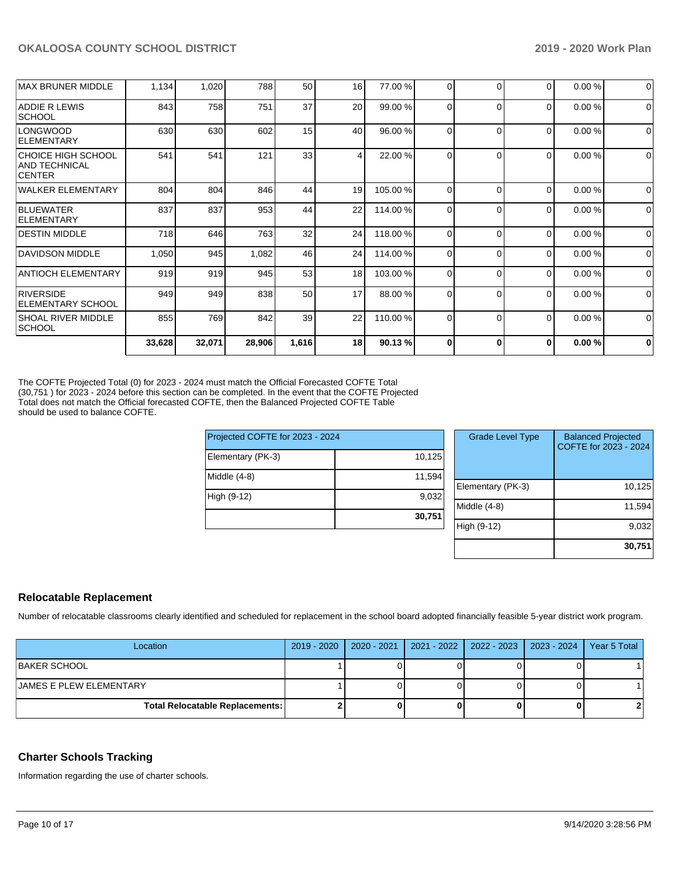| | | | | | | | | | | |
|---|---|---|---|---|---|---|---|---|---|---|
| MAX BRUNER MIDDLE | 1,134 | 1,020 | 788 | 50 | 16 | 77.00 % | 0 | 0 | 0 | 0.00 % | 0 |
| ADDIE R LEWIS SCHOOL | 843 | 758 | 751 | 37 | 20 | 99.00 % | 0 | 0 | 0 | 0.00 % | 0 |
| LONGWOOD ELEMENTARY | 630 | 630 | 602 | 15 | 40 | 96.00 % | 0 | 0 | 0 | 0.00 % | 0 |
| CHOICE HIGH SCHOOL AND TECHNICAL CENTER | 541 | 541 | 121 | 33 | 4 | 22.00 % | 0 | 0 | 0 | 0.00 % | 0 |
| WALKER ELEMENTARY | 804 | 804 | 846 | 44 | 19 | 105.00 % | 0 | 0 | 0 | 0.00 % | 0 |
| BLUEWATER ELEMENTARY | 837 | 837 | 953 | 44 | 22 | 114.00 % | 0 | 0 | 0 | 0.00 % | 0 |
| DESTIN MIDDLE | 718 | 646 | 763 | 32 | 24 | 118.00 % | 0 | 0 | 0 | 0.00 % | 0 |
| DAVIDSON MIDDLE | 1,050 | 945 | 1,082 | 46 | 24 | 114.00 % | 0 | 0 | 0 | 0.00 % | 0 |
| ANTIOCH ELEMENTARY | 919 | 919 | 945 | 53 | 18 | 103.00 % | 0 | 0 | 0 | 0.00 % | 0 |
| RIVERSIDE ELEMENTARY SCHOOL | 949 | 949 | 838 | 50 | 17 | 88.00 % | 0 | 0 | 0 | 0.00 % | 0 |
| SHOAL RIVER MIDDLE SCHOOL | 855 | 769 | 842 | 39 | 22 | 110.00 % | 0 | 0 | 0 | 0.00 % | 0 |
| | **33,628** | **32,071** | **28,906** | **1,616** | **18** | **90.13 %** | **0** | **0** | **0** | **0.00 %** | **0** |

The COFTE Projected Total (0) for 2023 - 2024 must match the Official Forecasted COFTE Total (30,751 ) for 2023 - 2024 before this section can be completed. In the event that the COFTE Projected Total does not match the Official forecasted COFTE, then the Balanced Projected COFTE Table should be used to balance COFTE.

| Projected COFTE for 2023 - 2024 | |
|---|---|
| Elementary (PK-3) | 10,125 |
| Middle (4-8) | 11,594 |
| High (9-12) | 9,032 |
| | **30,751** |

| Grade Level Type | Balanced Projected COFTE for 2023 - 2024 |
|---|---|
| Elementary (PK-3) | 10,125 |
| Middle (4-8) | 11,594 |
| High (9-12) | 9,032 |
| | **30,751** |

## Relocatable Replacement

Number of relocatable classrooms clearly identified and scheduled for replacement in the school board adopted financially feasible 5-year district work program.

| Location | 2019 - 2020 | 2020 - 2021 | 2021 - 2022 | 2022 - 2023 | 2023 - 2024 | Year 5 Total |
|---|---|---|---|---|---|---|
| BAKER SCHOOL | 1 | 0 | 0 | 0 | 0 | 1 |
| JAMES E PLEW ELEMENTARY | 1 | 0 | 0 | 0 | 0 | 1 |
| **Total Relocatable Replacements:** | **2** | **0** | **0** | **0** | **0** | **2** |

## Charter Schools Tracking

Information regarding the use of charter schools.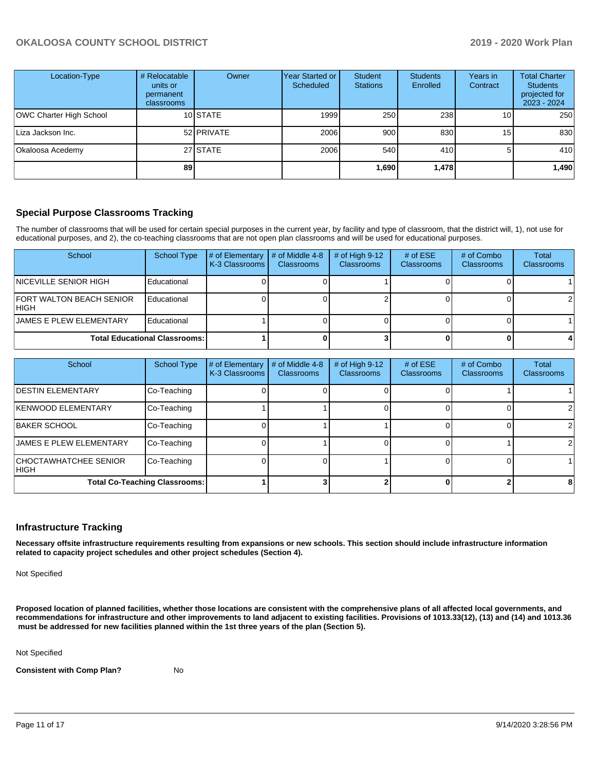| Location-Type | # Relocatable units or permanent classrooms | Owner | Year Started or Scheduled | Student Stations | Students Enrolled | Years in Contract | Total Charter Students projected for 2023 - 2024 |
|---|---|---|---|---|---|---|---|
| OWC Charter High School | 10 | STATE | 1999 | 250 | 238 | 10 | 250 |
| Liza Jackson Inc. | 52 | PRIVATE | 2006 | 900 | 830 | 15 | 830 |
| Okaloosa Acedemy | 27 | STATE | 2006 | 540 | 410 | 5 | 410 |
| | **89** | | | **1,690** | **1,478** | | **1,490** |

## Special Purpose Classrooms Tracking

The number of classrooms that will be used for certain special purposes in the current year, by facility and type of classroom, that the district will, 1), not use for educational purposes, and 2), the co-teaching classrooms that are not open plan classrooms and will be used for educational purposes.

| School | School Type | # of Elementary K-3 Classrooms | # of Middle 4-8 Classrooms | # of High 9-12 Classrooms | # of ESE Classrooms | # of Combo Classrooms | Total Classrooms |
|---|---|---|---|---|---|---|---|
| NICEVILLE SENIOR HIGH | Educational | 0 | 0 | 1 | 0 | 0 | 1 |
| FORT WALTON BEACH SENIOR HIGH | Educational | 0 | 0 | 2 | 0 | 0 | 2 |
| JAMES E PLEW ELEMENTARY | Educational | 1 | 0 | 0 | 0 | 0 | 1 |
| **Total Educational Classrooms:** | | **1** | **0** | **3** | **0** | **0** | **4** |

| School | School Type | # of Elementary K-3 Classrooms | # of Middle 4-8 Classrooms | # of High 9-12 Classrooms | # of ESE Classrooms | # of Combo Classrooms | Total Classrooms |
|---|---|---|---|---|---|---|---|
| DESTIN ELEMENTARY | Co-Teaching | 0 | 0 | 0 | 0 | 1 | 1 |
| KENWOOD ELEMENTARY | Co-Teaching | 1 | 1 | 0 | 0 | 0 | 2 |
| BAKER SCHOOL | Co-Teaching | 0 | 1 | 1 | 0 | 0 | 2 |
| JAMES E PLEW ELEMENTARY | Co-Teaching | 0 | 1 | 0 | 0 | 1 | 2 |
| CHOCTAWHATCHEE SENIOR HIGH | Co-Teaching | 0 | 0 | 1 | 0 | 0 | 1 |
| **Total Co-Teaching Classrooms:** | | **1** | **3** | **2** | **0** | **2** | **8** |

## Infrastructure Tracking

**Necessary offsite infrastructure requirements resulting from expansions or new schools. This section should include infrastructure information related to capacity project schedules and other project schedules (Section 4).**

Not Specified

**Proposed location of planned facilities, whether those locations are consistent with the comprehensive plans of all affected local governments, and recommendations for infrastructure and other improvements to land adjacent to existing facilities. Provisions of 1013.33(12), (13) and (14) and 1013.36 must be addressed for new facilities planned within the 1st three years of the plan (Section 5).**

Not Specified

**Consistent with Comp Plan?** No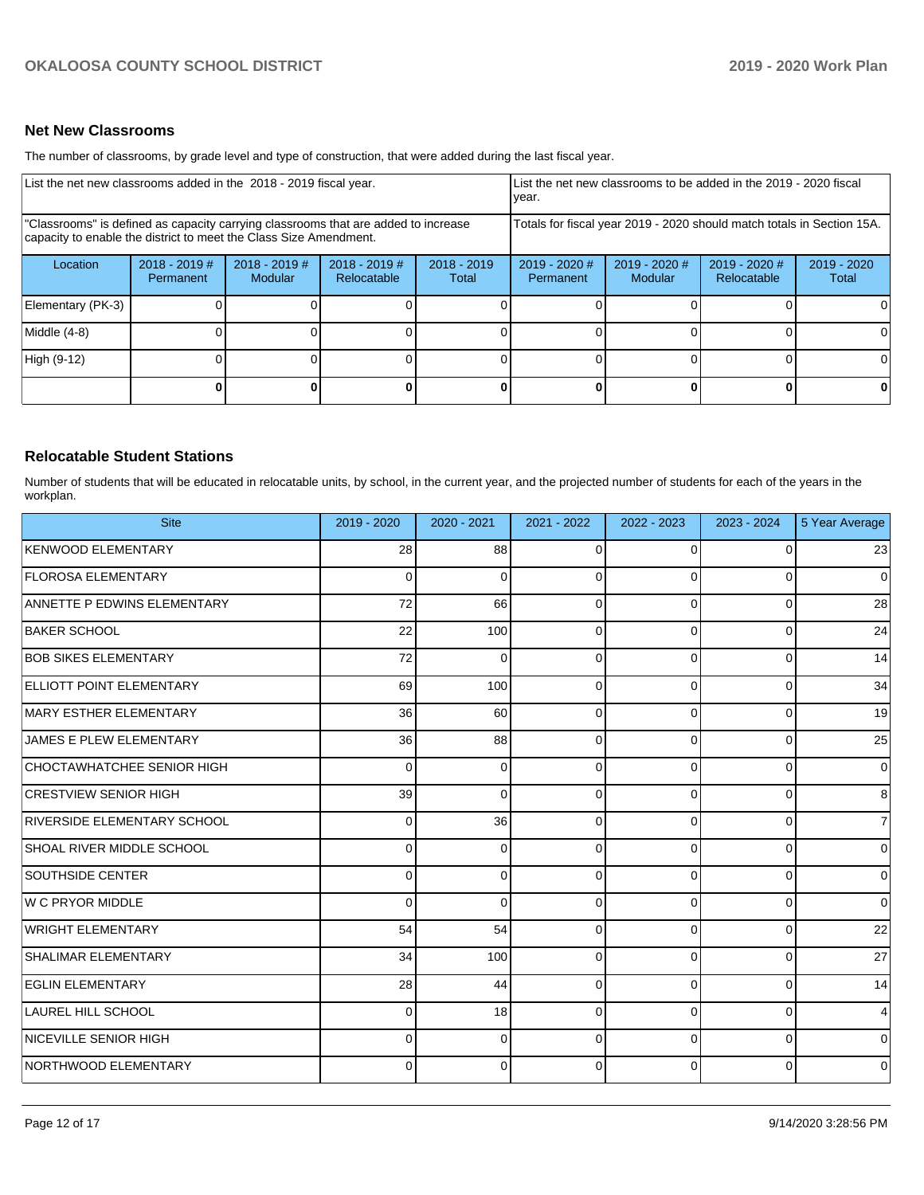## Net New Classrooms

The number of classrooms, by grade level and type of construction, that were added during the last fiscal year.

| List the net new classrooms added in the 2018 - 2019 fiscal year. | | | | | List the net new classrooms to be added in the 2019 - 2020 fiscal year. | | | |
|---|---|---|---|---|---|---|---|---|
| "Classrooms" is defined as capacity carrying classrooms that are added to increase capacity to enable the district to meet the Class Size Amendment. | | | | | Totals for fiscal year 2019 - 2020 should match totals in Section 15A. | | | |
| Location | 2018 - 2019 # Permanent | 2018 - 2019 # Modular | 2018 - 2019 # Relocatable | 2018 - 2019 Total | 2019 - 2020 # Permanent | 2019 - 2020 # Modular | 2019 - 2020 # Relocatable | 2019 - 2020 Total |
| Elementary (PK-3) | 0 | 0 | 0 | 0 | 0 | 0 | 0 | 0 |
| Middle (4-8) | 0 | 0 | 0 | 0 | 0 | 0 | 0 | 0 |
| High (9-12) | 0 | 0 | 0 | 0 | 0 | 0 | 0 | 0 |
| | **0** | **0** | **0** | **0** | **0** | **0** | **0** | **0** |

## Relocatable Student Stations

Number of students that will be educated in relocatable units, by school, in the current year, and the projected number of students for each of the years in the workplan.

| Site | 2019 - 2020 | 2020 - 2021 | 2021 - 2022 | 2022 - 2023 | 2023 - 2024 | 5 Year Average |
|---|---|---|---|---|---|---|
| KENWOOD ELEMENTARY | 28 | 88 | 0 | 0 | 0 | 23 |
| FLOROSA ELEMENTARY | 0 | 0 | 0 | 0 | 0 | 0 |
| ANNETTE P EDWINS ELEMENTARY | 72 | 66 | 0 | 0 | 0 | 28 |
| BAKER SCHOOL | 22 | 100 | 0 | 0 | 0 | 24 |
| BOB SIKES ELEMENTARY | 72 | 0 | 0 | 0 | 0 | 14 |
| ELLIOTT POINT ELEMENTARY | 69 | 100 | 0 | 0 | 0 | 34 |
| MARY ESTHER ELEMENTARY | 36 | 60 | 0 | 0 | 0 | 19 |
| JAMES E PLEW ELEMENTARY | 36 | 88 | 0 | 0 | 0 | 25 |
| CHOCTAWHATCHEE SENIOR HIGH | 0 | 0 | 0 | 0 | 0 | 0 |
| CRESTVIEW SENIOR HIGH | 39 | 0 | 0 | 0 | 0 | 8 |
| RIVERSIDE ELEMENTARY SCHOOL | 0 | 36 | 0 | 0 | 0 | 7 |
| SHOAL RIVER MIDDLE SCHOOL | 0 | 0 | 0 | 0 | 0 | 0 |
| SOUTHSIDE CENTER | 0 | 0 | 0 | 0 | 0 | 0 |
| W C PRYOR MIDDLE | 0 | 0 | 0 | 0 | 0 | 0 |
| WRIGHT ELEMENTARY | 54 | 54 | 0 | 0 | 0 | 22 |
| SHALIMAR ELEMENTARY | 34 | 100 | 0 | 0 | 0 | 27 |
| EGLIN ELEMENTARY | 28 | 44 | 0 | 0 | 0 | 14 |
| LAUREL HILL SCHOOL | 0 | 18 | 0 | 0 | 0 | 4 |
| NICEVILLE SENIOR HIGH | 0 | 0 | 0 | 0 | 0 | 0 |
| NORTHWOOD ELEMENTARY | 0 | 0 | 0 | 0 | 0 | 0 |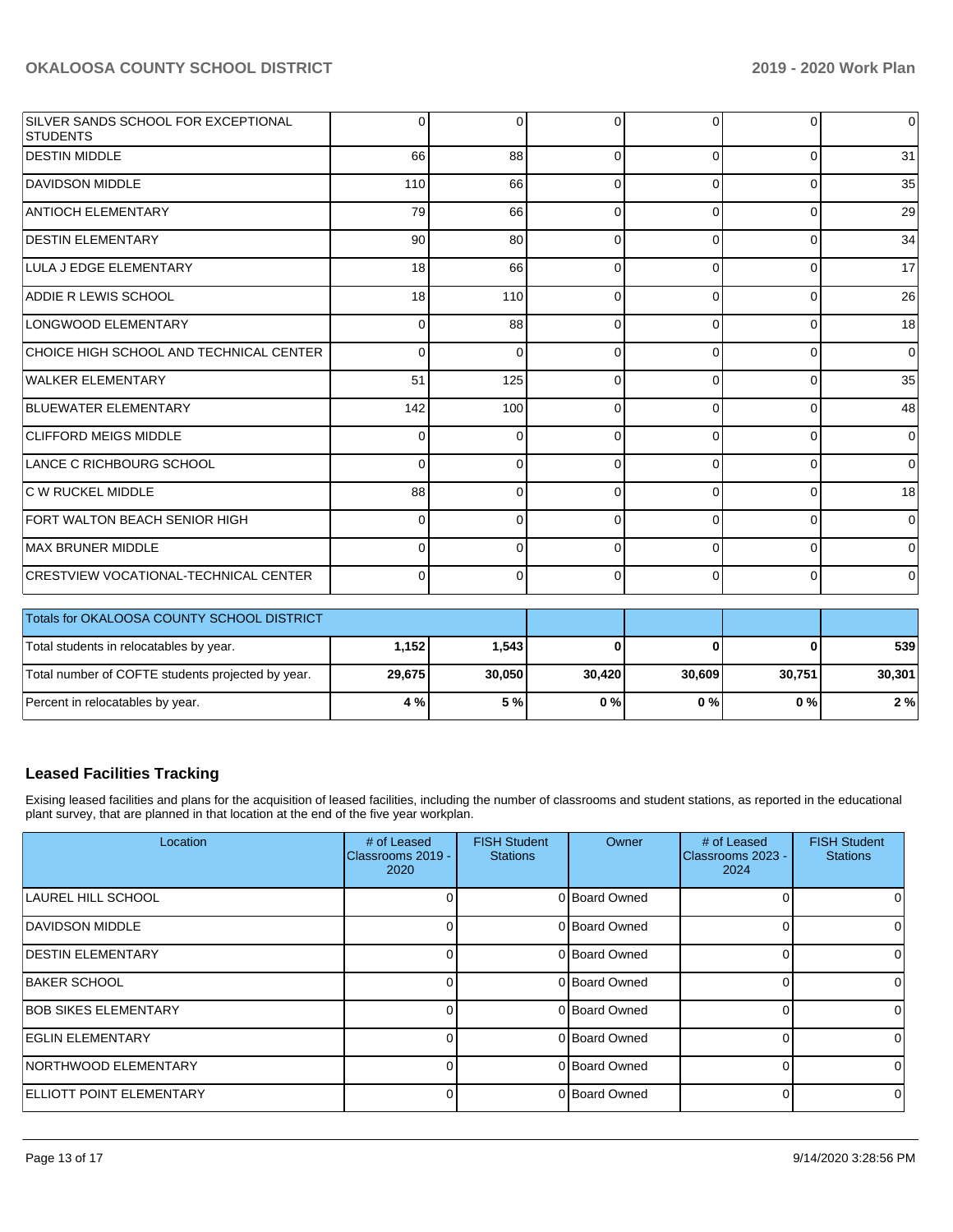| | | | | | | |
|---|---|---|---|---|---|---|
| SILVER SANDS SCHOOL FOR EXCEPTIONAL STUDENTS | 0 | 0 | 0 | 0 | 0 | 0 |
| DESTIN MIDDLE | 66 | 88 | 0 | 0 | 0 | 31 |
| DAVIDSON MIDDLE | 110 | 66 | 0 | 0 | 0 | 35 |
| ANTIOCH ELEMENTARY | 79 | 66 | 0 | 0 | 0 | 29 |
| DESTIN ELEMENTARY | 90 | 80 | 0 | 0 | 0 | 34 |
| LULA J EDGE ELEMENTARY | 18 | 66 | 0 | 0 | 0 | 17 |
| ADDIE R LEWIS SCHOOL | 18 | 110 | 0 | 0 | 0 | 26 |
| LONGWOOD ELEMENTARY | 0 | 88 | 0 | 0 | 0 | 18 |
| CHOICE HIGH SCHOOL AND TECHNICAL CENTER | 0 | 0 | 0 | 0 | 0 | 0 |
| WALKER ELEMENTARY | 51 | 125 | 0 | 0 | 0 | 35 |
| BLUEWATER ELEMENTARY | 142 | 100 | 0 | 0 | 0 | 48 |
| CLIFFORD MEIGS MIDDLE | 0 | 0 | 0 | 0 | 0 | 0 |
| LANCE C RICHBOURG SCHOOL | 0 | 0 | 0 | 0 | 0 | 0 |
| C W RUCKEL MIDDLE | 88 | 0 | 0 | 0 | 0 | 18 |
| FORT WALTON BEACH SENIOR HIGH | 0 | 0 | 0 | 0 | 0 | 0 |
| MAX BRUNER MIDDLE | 0 | 0 | 0 | 0 | 0 | 0 |
| CRESTVIEW VOCATIONAL-TECHNICAL CENTER | 0 | 0 | 0 | 0 | 0 | 0 |

| Totals for OKALOOSA COUNTY SCHOOL DISTRICT | | | | | | |
|---|---|---|---|---|---|---|
| Total students in relocatables by year. | **1,152** | **1,543** | **0** | **0** | **0** | **539** |
| Total number of COFTE students projected by year. | **29,675** | **30,050** | **30,420** | **30,609** | **30,751** | **30,301** |
| Percent in relocatables by year. | **4 %** | **5 %** | **0 %** | **0 %** | **0 %** | **2 %** |

## Leased Facilities Tracking

Exising leased facilities and plans for the acquisition of leased facilities, including the number of classrooms and student stations, as reported in the educational plant survey, that are planned in that location at the end of the five year workplan.

| Location | # of Leased Classrooms 2019 - 2020 | FISH Student Stations | Owner | # of Leased Classrooms 2023 - 2024 | FISH Student Stations |
|---|---|---|---|---|---|
| LAUREL HILL SCHOOL | 0 | 0 | Board Owned | 0 | 0 |
| DAVIDSON MIDDLE | 0 | 0 | Board Owned | 0 | 0 |
| DESTIN ELEMENTARY | 0 | 0 | Board Owned | 0 | 0 |
| BAKER SCHOOL | 0 | 0 | Board Owned | 0 | 0 |
| BOB SIKES ELEMENTARY | 0 | 0 | Board Owned | 0 | 0 |
| EGLIN ELEMENTARY | 0 | 0 | Board Owned | 0 | 0 |
| NORTHWOOD ELEMENTARY | 0 | 0 | Board Owned | 0 | 0 |
| ELLIOTT POINT ELEMENTARY | 0 | 0 | Board Owned | 0 | 0 |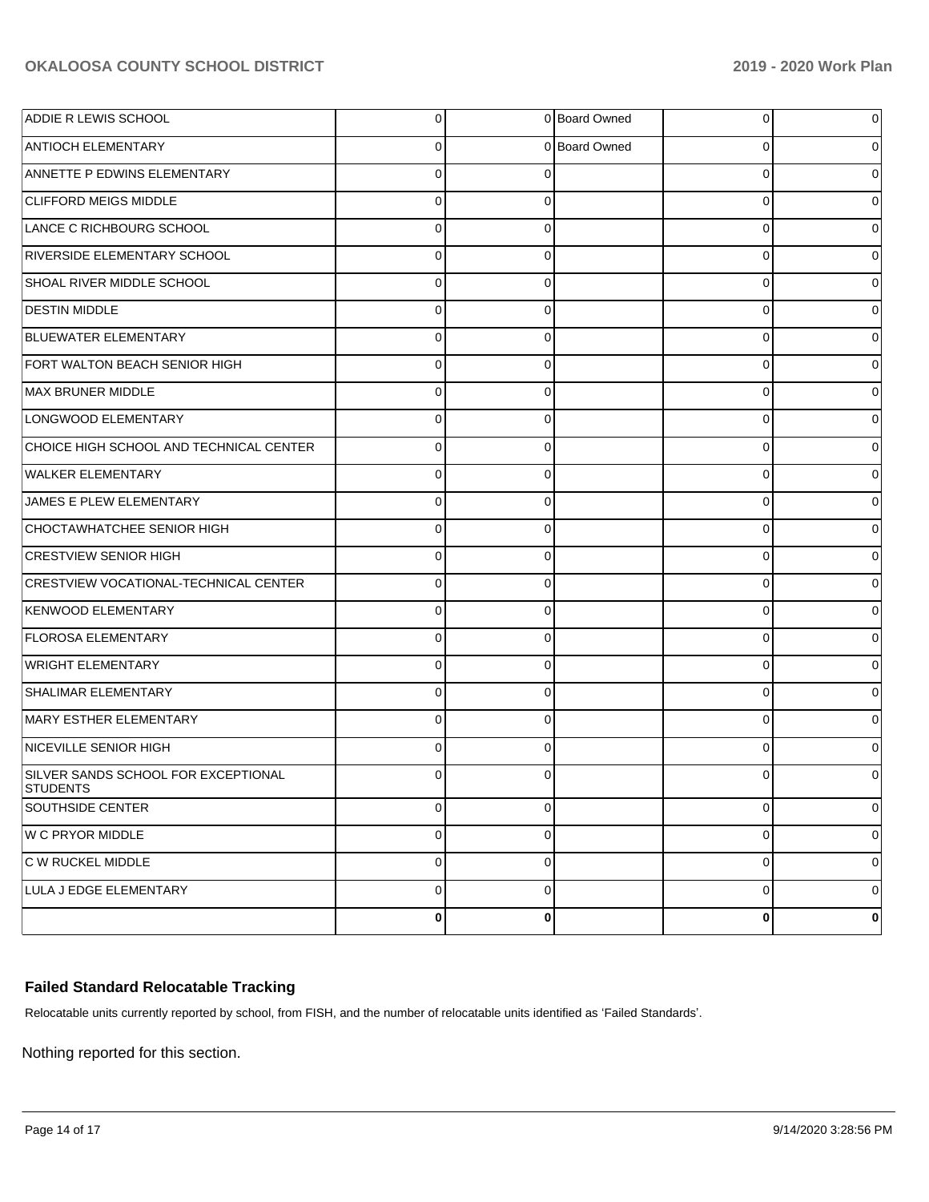| | | | | | |
|---|---|---|---|---|---|
| ADDIE R LEWIS SCHOOL | 0 | 0 | Board Owned | 0 | 0 |
| ANTIOCH ELEMENTARY | 0 | 0 | Board Owned | 0 | 0 |
| ANNETTE P EDWINS ELEMENTARY | 0 | 0 | | 0 | 0 |
| CLIFFORD MEIGS MIDDLE | 0 | 0 | | 0 | 0 |
| LANCE C RICHBOURG SCHOOL | 0 | 0 | | 0 | 0 |
| RIVERSIDE ELEMENTARY SCHOOL | 0 | 0 | | 0 | 0 |
| SHOAL RIVER MIDDLE SCHOOL | 0 | 0 | | 0 | 0 |
| DESTIN MIDDLE | 0 | 0 | | 0 | 0 |
| BLUEWATER ELEMENTARY | 0 | 0 | | 0 | 0 |
| FORT WALTON BEACH SENIOR HIGH | 0 | 0 | | 0 | 0 |
| MAX BRUNER MIDDLE | 0 | 0 | | 0 | 0 |
| LONGWOOD ELEMENTARY | 0 | 0 | | 0 | 0 |
| CHOICE HIGH SCHOOL AND TECHNICAL CENTER | 0 | 0 | | 0 | 0 |
| WALKER ELEMENTARY | 0 | 0 | | 0 | 0 |
| JAMES E PLEW ELEMENTARY | 0 | 0 | | 0 | 0 |
| CHOCTAWHATCHEE SENIOR HIGH | 0 | 0 | | 0 | 0 |
| CRESTVIEW SENIOR HIGH | 0 | 0 | | 0 | 0 |
| CRESTVIEW VOCATIONAL-TECHNICAL CENTER | 0 | 0 | | 0 | 0 |
| KENWOOD ELEMENTARY | 0 | 0 | | 0 | 0 |
| FLOROSA ELEMENTARY | 0 | 0 | | 0 | 0 |
| WRIGHT ELEMENTARY | 0 | 0 | | 0 | 0 |
| SHALIMAR ELEMENTARY | 0 | 0 | | 0 | 0 |
| MARY ESTHER ELEMENTARY | 0 | 0 | | 0 | 0 |
| NICEVILLE SENIOR HIGH | 0 | 0 | | 0 | 0 |
| SILVER SANDS SCHOOL FOR EXCEPTIONAL STUDENTS | 0 | 0 | | 0 | 0 |
| SOUTHSIDE CENTER | 0 | 0 | | 0 | 0 |
| W C PRYOR MIDDLE | 0 | 0 | | 0 | 0 |
| C W RUCKEL MIDDLE | 0 | 0 | | 0 | 0 |
| LULA J EDGE ELEMENTARY | 0 | 0 | | 0 | 0 |
| | **0** | **0** | | **0** | **0** |

### Failed Standard Relocatable Tracking

Relocatable units currently reported by school, from FISH, and the number of relocatable units identified as 'Failed Standards'.

Nothing reported for this section.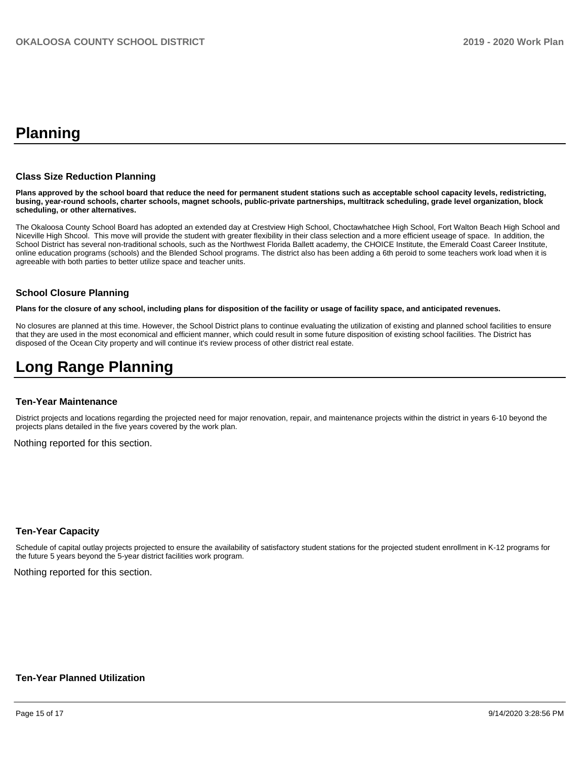# Planning

### Class Size Reduction Planning

**Plans approved by the school board that reduce the need for permanent student stations such as acceptable school capacity levels, redistricting, busing, year-round schools, charter schools, magnet schools, public-private partnerships, multitrack scheduling, grade level organization, block scheduling, or other alternatives.**

The Okaloosa County School Board has adopted an extended day at Crestview High School, Choctawhatchee High School, Fort Walton Beach High School and Niceville High Shcool. This move will provide the student with greater flexibility in their class selection and a more efficient useage of space. In addition, the School District has several non-traditional schools, such as the Northwest Florida Ballett academy, the CHOICE Institute, the Emerald Coast Career Institute, online education programs (schools) and the Blended School programs. The district also has been adding a 6th peroid to some teachers work load when it is agreeable with both parties to better utilize space and teacher units.

### School Closure Planning

**Plans for the closure of any school, including plans for disposition of the facility or usage of facility space, and anticipated revenues.**

No closures are planned at this time. However, the School District plans to continue evaluating the utilization of existing and planned school facilities to ensure that they are used in the most economical and efficient manner, which could result in some future disposition of existing school facilities. The District has disposed of the Ocean City property and will continue it's review process of other district real estate.

# Long Range Planning

### Ten-Year Maintenance

District projects and locations regarding the projected need for major renovation, repair, and maintenance projects within the district in years 6-10 beyond the projects plans detailed in the five years covered by the work plan.

Nothing reported for this section.

### Ten-Year Capacity

Schedule of capital outlay projects projected to ensure the availability of satisfactory student stations for the projected student enrollment in K-12 programs for the future 5 years beyond the 5-year district facilities work program.

Nothing reported for this section.

### Ten-Year Planned Utilization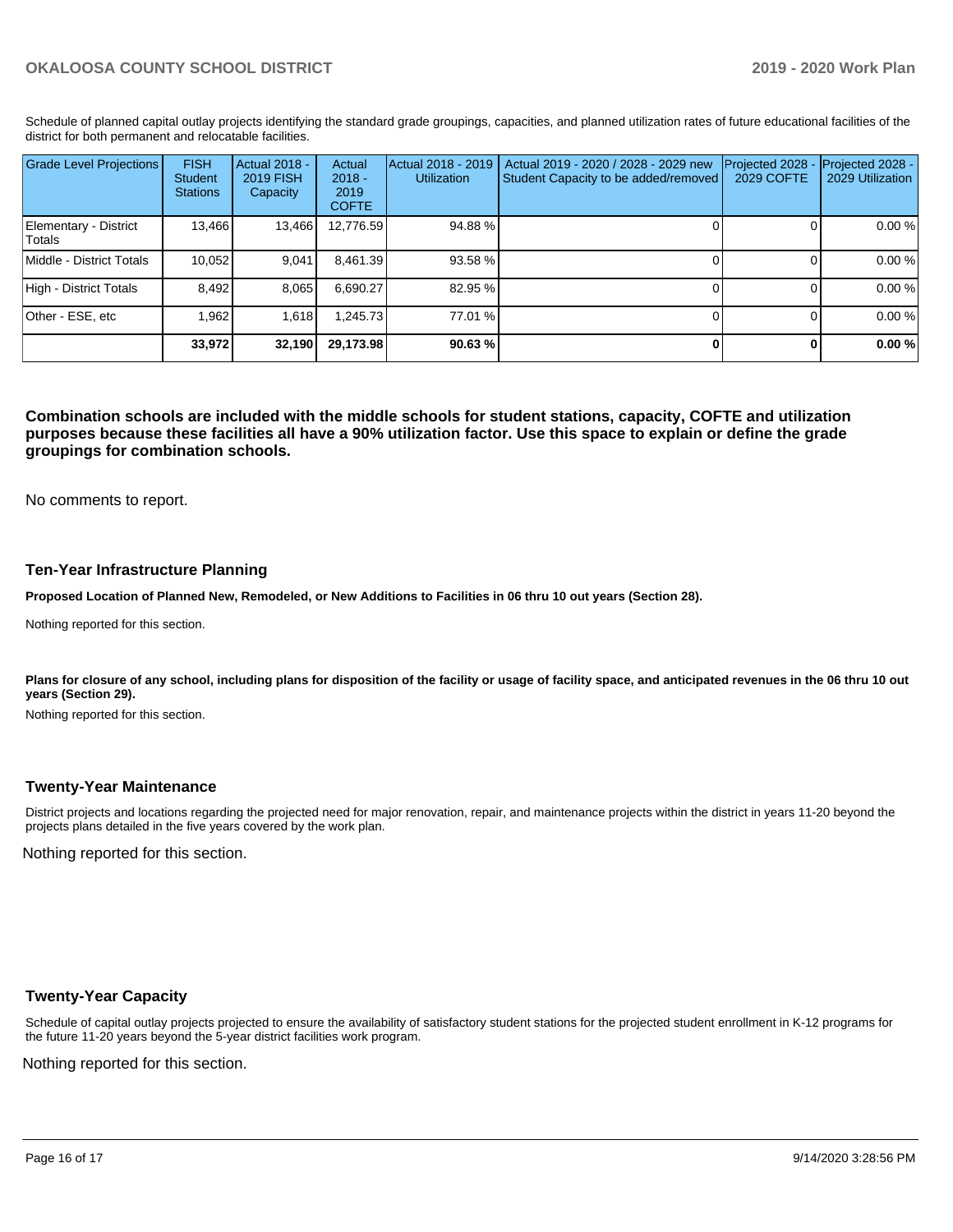Schedule of planned capital outlay projects identifying the standard grade groupings, capacities, and planned utilization rates of future educational facilities of the district for both permanent and relocatable facilities.

| Grade Level Projections | FISH Student Stations | Actual 2018 - 2019 FISH Capacity | Actual 2018 - 2019 COFTE | Actual 2018 - 2019 Utilization | Actual 2019 - 2020 / 2028 - 2029 new Student Capacity to be added/removed | Projected 2028 - 2029 COFTE | Projected 2028 - 2029 Utilization |
|---|---|---|---|---|---|---|---|
| Elementary - District Totals | 13,466 | 13,466 | 12,776.59 | 94.88 % | 0 | 0 | 0.00 % |
| Middle - District Totals | 10,052 | 9,041 | 8,461.39 | 93.58 % | 0 | 0 | 0.00 % |
| High - District Totals | 8,492 | 8,065 | 6,690.27 | 82.95 % | 0 | 0 | 0.00 % |
| Other - ESE, etc | 1,962 | 1,618 | 1,245.73 | 77.01 % | 0 | 0 | 0.00 % |
| | **33,972** | **32,190** | **29,173.98** | **90.63 %** | **0** | **0** | **0.00 %** |

**Combination schools are included with the middle schools for student stations, capacity, COFTE and utilization purposes because these facilities all have a 90% utilization factor. Use this space to explain or define the grade groupings for combination schools.**

No comments to report.

## Ten-Year Infrastructure Planning

**Proposed Location of Planned New, Remodeled, or New Additions to Facilities in 06 thru 10 out years (Section 28).**

Nothing reported for this section.

**Plans for closure of any school, including plans for disposition of the facility or usage of facility space, and anticipated revenues in the 06 thru 10 out years (Section 29).**

Nothing reported for this section.

## Twenty-Year Maintenance

District projects and locations regarding the projected need for major renovation, repair, and maintenance projects within the district in years 11-20 beyond the projects plans detailed in the five years covered by the work plan.

Nothing reported for this section.

## Twenty-Year Capacity

Schedule of capital outlay projects projected to ensure the availability of satisfactory student stations for the projected student enrollment in K-12 programs for the future 11-20 years beyond the 5-year district facilities work program.

Nothing reported for this section.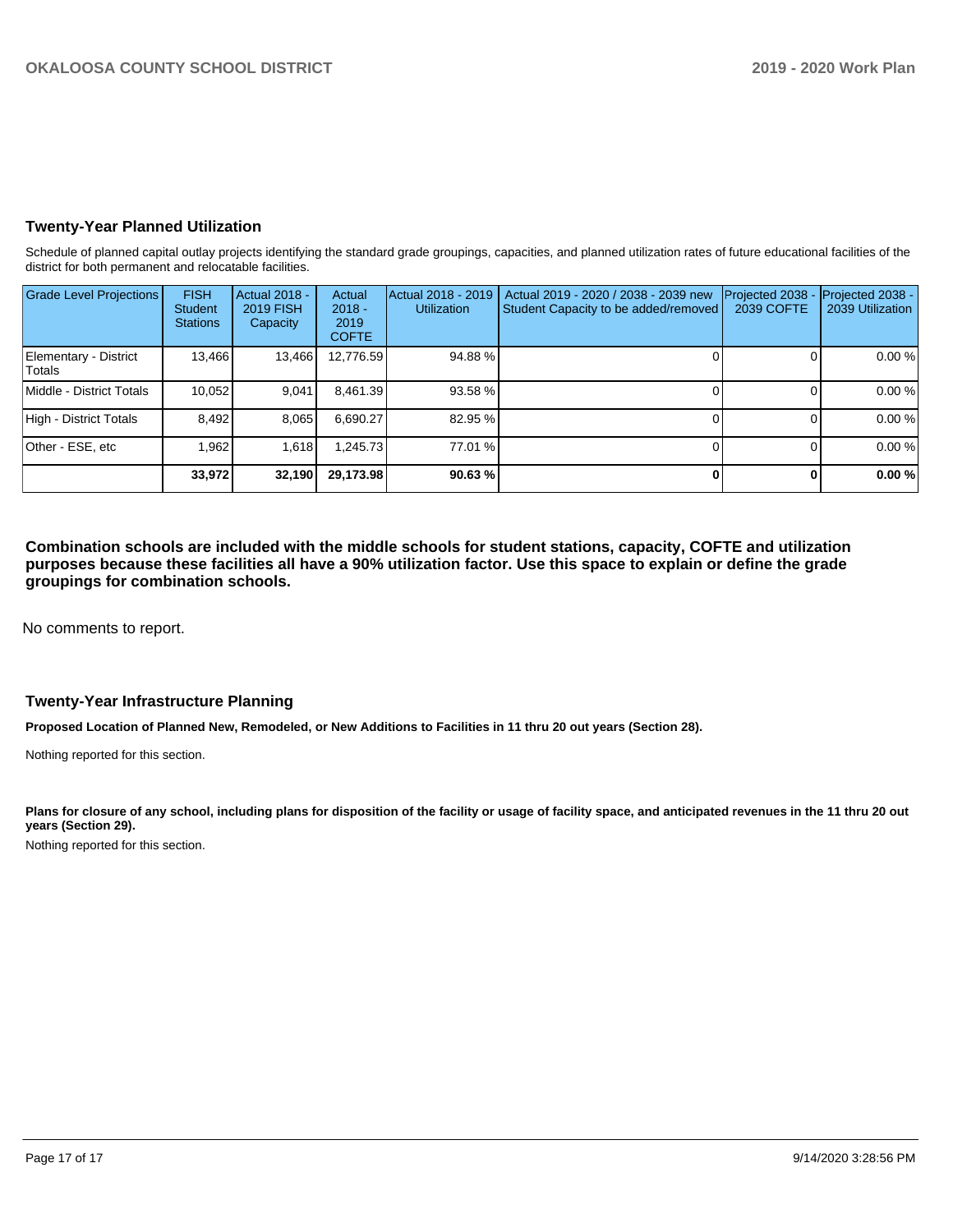## Twenty-Year Planned Utilization

Schedule of planned capital outlay projects identifying the standard grade groupings, capacities, and planned utilization rates of future educational facilities of the district for both permanent and relocatable facilities.

| Grade Level Projections | FISH Student Stations | Actual 2018 - 2019 FISH Capacity | Actual 2018 - 2019 COFTE | Actual 2018 - 2019 Utilization | Actual 2019 - 2020 / 2038 - 2039 new Student Capacity to be added/removed | Projected 2038 - 2039 COFTE | Projected 2038 - 2039 Utilization |
|---|---|---|---|---|---|---|---|
| Elementary - District Totals | 13,466 | 13,466 | 12,776.59 | 94.88 % | 0 | 0 | 0.00 % |
| Middle - District Totals | 10,052 | 9,041 | 8,461.39 | 93.58 % | 0 | 0 | 0.00 % |
| High - District Totals | 8,492 | 8,065 | 6,690.27 | 82.95 % | 0 | 0 | 0.00 % |
| Other - ESE, etc | 1,962 | 1,618 | 1,245.73 | 77.01 % | 0 | 0 | 0.00 % |
| | **33,972** | **32,190** | **29,173.98** | **90.63 %** | **0** | **0** | **0.00 %** |

**Combination schools are included with the middle schools for student stations, capacity, COFTE and utilization purposes because these facilities all have a 90% utilization factor. Use this space to explain or define the grade groupings for combination schools.**

No comments to report.

## Twenty-Year Infrastructure Planning

**Proposed Location of Planned New, Remodeled, or New Additions to Facilities in 11 thru 20 out years (Section 28).**

Nothing reported for this section.

**Plans for closure of any school, including plans for disposition of the facility or usage of facility space, and anticipated revenues in the 11 thru 20 out years (Section 29).**

Nothing reported for this section.